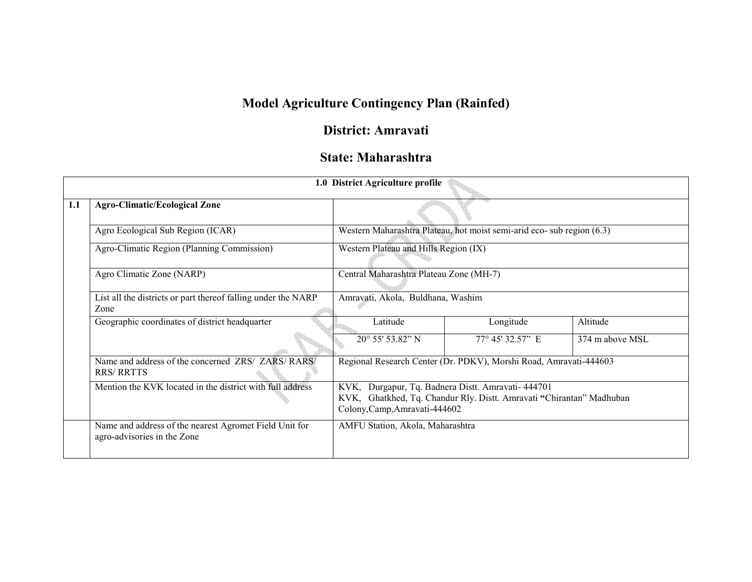# Model Agriculture Contingency Plan (Rainfed)

## District: Amravati

## State: Maharashtra

| 1.0 District Agriculture profile | | | | |
|---|---|---|---|---|
| 1.1 | **Agro-Climatic/Ecological Zone** | | | |
| | Agro Ecological Sub Region (ICAR) | Western Maharashtra Plateau, hot moist semi-arid eco- sub region (6.3) | | |
| | Agro-Climatic Region (Planning Commission) | Western Plateau and Hills Region (IX) | | |
| | Agro Climatic Zone (NARP) | Central Maharashtra Plateau Zone (MH-7) | | |
| | List all the districts or part thereof falling under the NARP Zone | Amravati, Akola, Buldhana, Washim | | |
| | Geographic coordinates of district headquarter | Latitude | Longitude | Altitude |
| | | 20° 55' 53.82" N | 77° 45' 32.57" E | 374 m above MSL |
| | Name and address of the concerned ZRS/ ZARS/ RARS/ RRS/ RRTTS | Regional Research Center (Dr. PDKV), Morshi Road, Amravati-444603 | | |
| | Mention the KVK located in the district with full address | KVK, Durgapur, Tq. Badnera Distt. Amravati- 444701<br>KVK, Ghatkhed, Tq. Chandur Rly. Distt. Amravati **"**Chirantan" Madhuban Colony,Camp,Amravati-444602 | | |
| | Name and address of the nearest Agromet Field Unit for agro-advisories in the Zone | AMFU Station, Akola, Maharashtra | | |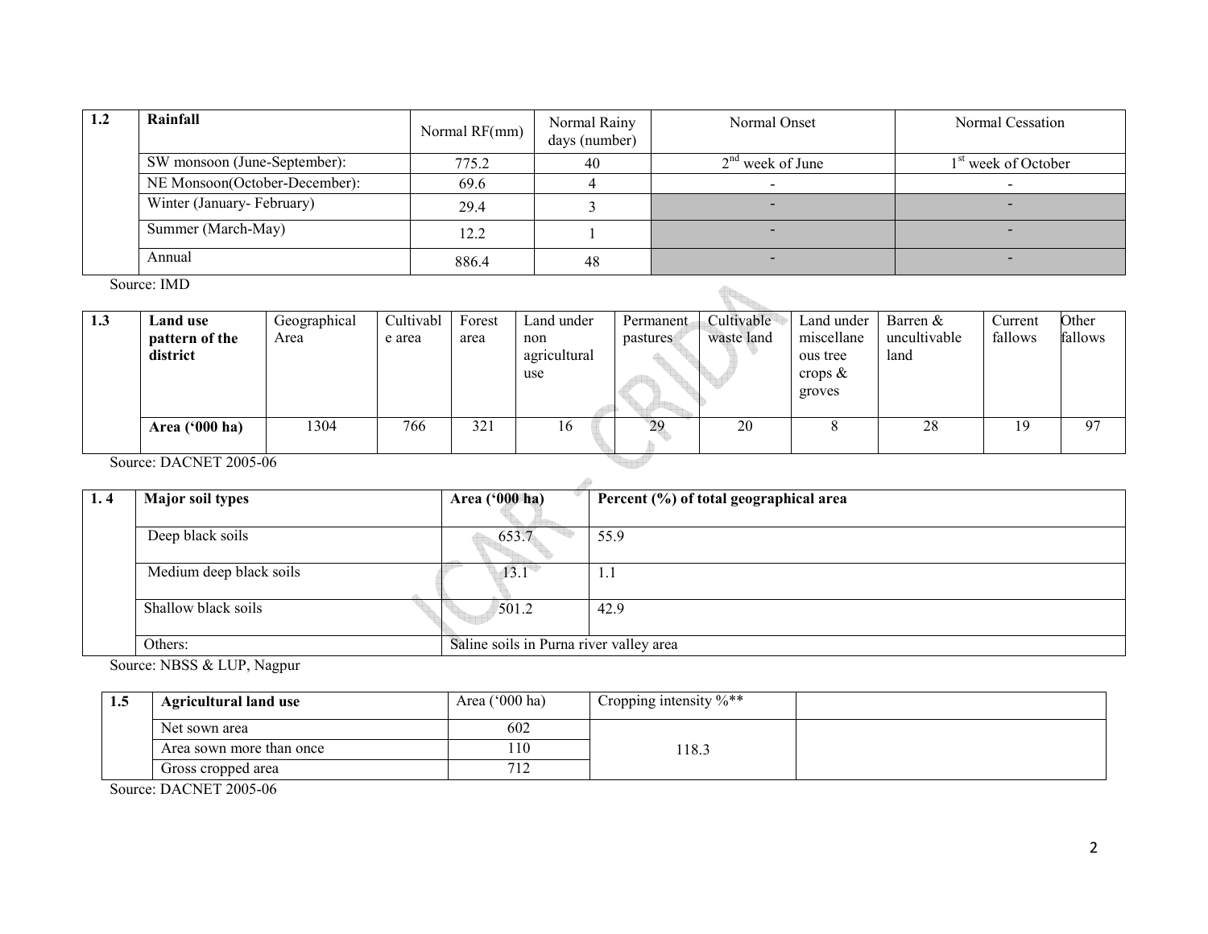| 1.2 | Rainfall | Normal RF(mm) | Normal Rainy days (number) | Normal Onset | Normal Cessation |
|---|---|---|---|---|---|
| | SW monsoon (June-September): | 775.2 | 40 | 2nd week of June | 1st week of October |
| | NE Monsoon(October-December): | 69.6 | 4 | - | - |
| | Winter (January- February) | 29.4 | 3 | - | - |
| | Summer (March-May) | 12.2 | 1 | - | - |
| | Annual | 886.4 | 48 | - | - |

Source: IMD

| 1.3 | Land use pattern of the district | Geographical Area | Cultivable area | Forest area | Land under non agricultural use | Permanent pastures | Cultivable waste land | Land under miscellaneous tree crops & groves | Barren & uncultivable land | Current fallows | Other fallows |
|---|---|---|---|---|---|---|---|---|---|---|---|
| | **Area ('000 ha)** | 1304 | 766 | 321 | 16 | 29 | 20 | 8 | 28 | 19 | 97 |

Source: DACNET 2005-06

| 1. 4 | Major soil types | Area ('000 ha) | Percent (%) of total geographical area |
|---|---|---|---|
| | Deep black soils | 653.7 | 55.9 |
| | Medium deep black soils | 13.1 | 1.1 |
| | Shallow black soils | 501.2 | 42.9 |
| | Others: | Saline soils in Purna river valley area | |

Source: NBSS & LUP, Nagpur

| 1.5 | Agricultural land use | Area ('000 ha) | Cropping intensity %** | |
|---|---|---|---|---|
| | Net sown area | 602 | 118.3 | |
| | Area sown more than once | 110 | | |
| | Gross cropped area | 712 | | |

Source: DACNET 2005-06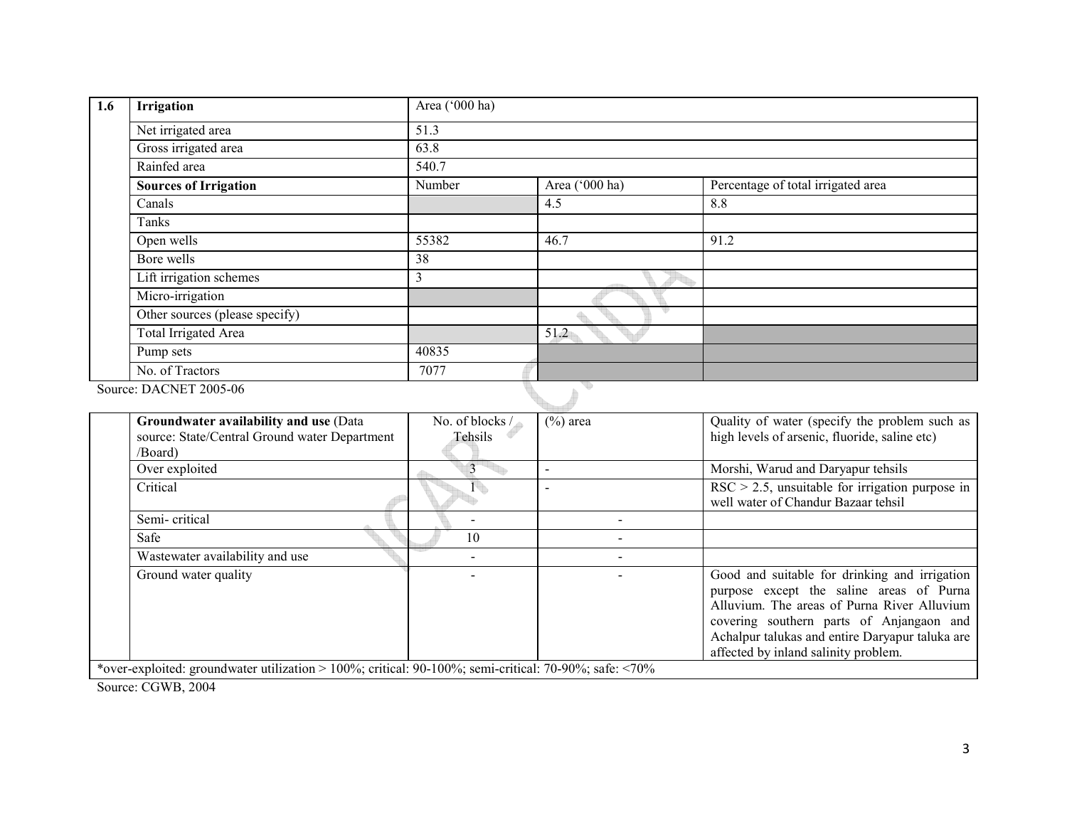| 1.6 | **Irrigation** | Area ('000 ha) | | |
|---|---|---|---|---|
| | Net irrigated area | 51.3 | | |
| | Gross irrigated area | 63.8 | | |
| | Rainfed area | 540.7 | | |
| | **Sources of Irrigation** | Number | Area ('000 ha) | Percentage of total irrigated area |
| | Canals | | 4.5 | 8.8 |
| | Tanks | | | |
| | Open wells | 55382 | 46.7 | 91.2 |
| | Bore wells | 38 | | |
| | Lift irrigation schemes | 3 | | |
| | Micro-irrigation | | | |
| | Other sources (please specify) | | | |
| | Total Irrigated Area | | 51.2 | |
| | Pump sets | 40835 | | |
| | No. of Tractors | 7077 | | |

Source: DACNET 2005-06

| | **Groundwater availability and use** (Data source: State/Central Ground water Department /Board) | No. of blocks / Tehsils | (%) area | Quality of water (specify the problem such as high levels of arsenic, fluoride, saline etc) |
|---|---|---|---|---|
| | Over exploited | 3 | - | Morshi, Warud and Daryapur tehsils |
| | Critical | 1 | - | RSC > 2.5, unsuitable for irrigation purpose in well water of Chandur Bazaar tehsil |
| | Semi- critical | - | - | |
| | Safe | 10 | - | |
| | Wastewater availability and use | - | - | |
| | Ground water quality | - | - | Good and suitable for drinking and irrigation purpose except the saline areas of Purna Alluvium. The areas of Purna River Alluvium covering southern parts of Anjangaon and Achalpur talukas and entire Daryapur taluka are affected by inland salinity problem. |

*over-exploited: groundwater utilization > 100%; critical: 90-100%; semi-critical: 70-90%; safe: <70%

Source: CGWB, 2004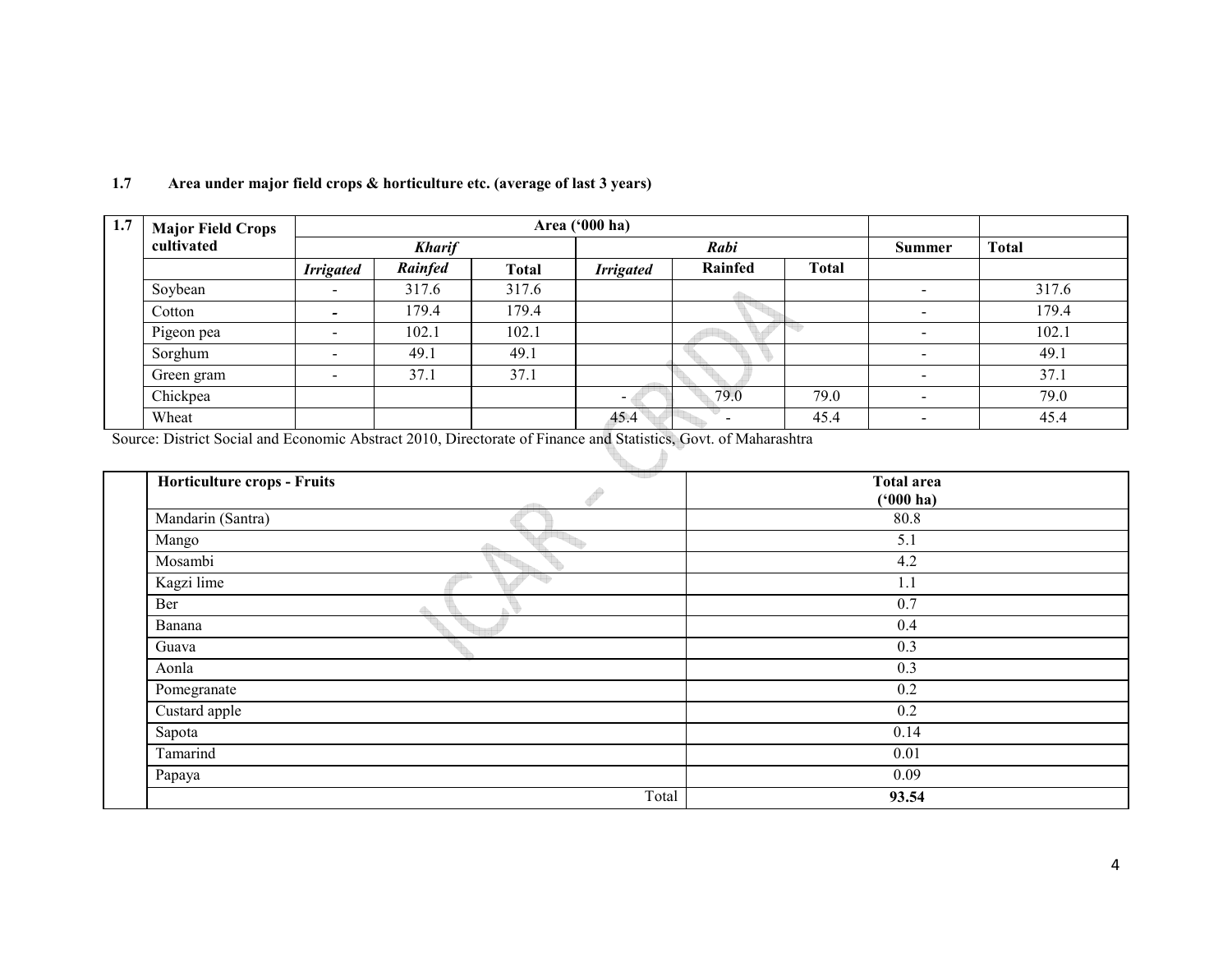**1.7 Area under major field crops & horticulture etc. (average of last 3 years)**

| 1.7 | Major Field Crops cultivated | Area ('000 ha) | | | | | | | |
|---|---|---|---|---|---|---|---|---|---|
| | | *Kharif* | | | *Rabi* | | | Summer | Total |
| | | *Irrigated* | *Rainfed* | Total | *Irrigated* | Rainfed | Total | | |
| | Soybean | - | 317.6 | 317.6 | | | | - | 317.6 |
| | Cotton | - | 179.4 | 179.4 | | | | - | 179.4 |
| | Pigeon pea | - | 102.1 | 102.1 | | | | - | 102.1 |
| | Sorghum | - | 49.1 | 49.1 | | | | - | 49.1 |
| | Green gram | - | 37.1 | 37.1 | | | | - | 37.1 |
| | Chickpea | | | | - | 79.0 | 79.0 | - | 79.0 |
| | Wheat | | | | 45.4 | - | 45.4 | - | 45.4 |

Source: District Social and Economic Abstract 2010, Directorate of Finance and Statistics, Govt. of Maharashtra

| | Horticulture crops - Fruits | Total area ('000 ha) |
|---|---|---|
| | Mandarin (Santra) | 80.8 |
| | Mango | 5.1 |
| | Mosambi | 4.2 |
| | Kagzi lime | 1.1 |
| | Ber | 0.7 |
| | Banana | 0.4 |
| | Guava | 0.3 |
| | Aonla | 0.3 |
| | Pomegranate | 0.2 |
| | Custard apple | 0.2 |
| | Sapota | 0.14 |
| | Tamarind | 0.01 |
| | Papaya | 0.09 |
| | Total | **93.54** |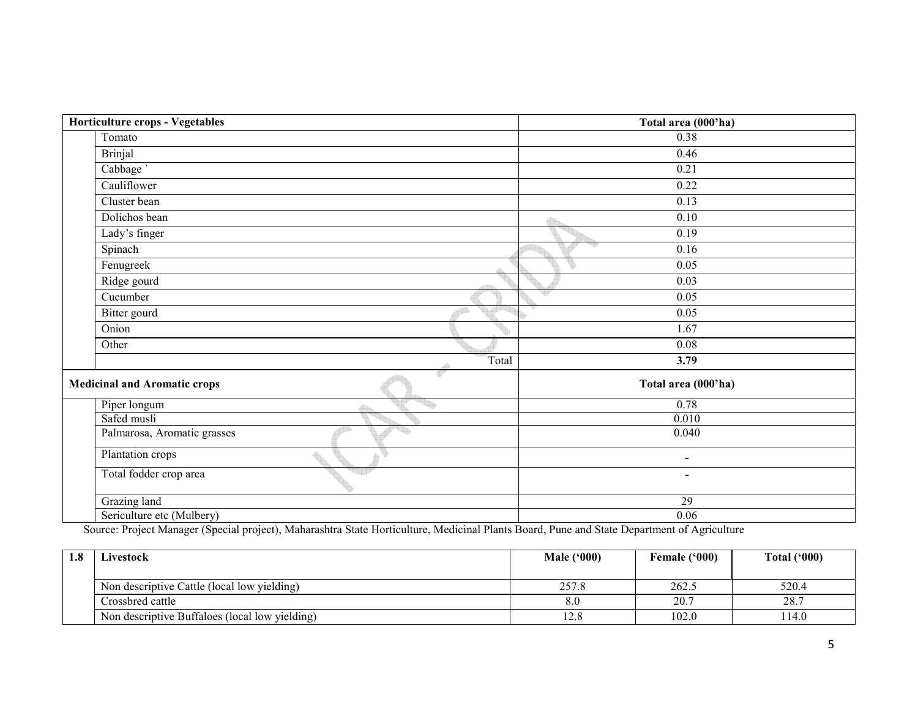| Horticulture crops - Vegetables | | Total area (000'ha) |
|---|---|---|
| | Tomato | 0.38 |
| | Brinjal | 0.46 |
| | Cabbage ` | 0.21 |
| | Cauliflower | 0.22 |
| | Cluster bean | 0.13 |
| | Dolichos bean | 0.10 |
| | Lady's finger | 0.19 |
| | Spinach | 0.16 |
| | Fenugreek | 0.05 |
| | Ridge gourd | 0.03 |
| | Cucumber | 0.05 |
| | Bitter gourd | 0.05 |
| | Onion | 1.67 |
| | Other | 0.08 |
| | Total | **3.79** |
| **Medicinal and Aromatic crops** | | **Total area (000'ha)** |
| | Piper longum | 0.78 |
| | Safed musli | 0.010 |
| | Palmarosa, Aromatic grasses | 0.040 |
| | Plantation crops | - |
| | Total fodder crop area | - |
| | Grazing land | 29 |
| | Sericulture etc (Mulbery) | 0.06 |

Source: Project Manager (Special project), Maharashtra State Horticulture, Medicinal Plants Board, Pune and State Department of Agriculture

| 1.8 | Livestock | Male ('000) | Female ('000) | Total ('000) |
|---|---|---|---|---|
| | Non descriptive Cattle (local low yielding) | 257.8 | 262.5 | 520.4 |
| | Crossbred cattle | 8.0 | 20.7 | 28.7 |
| | Non descriptive Buffaloes (local low yielding) | 12.8 | 102.0 | 114.0 |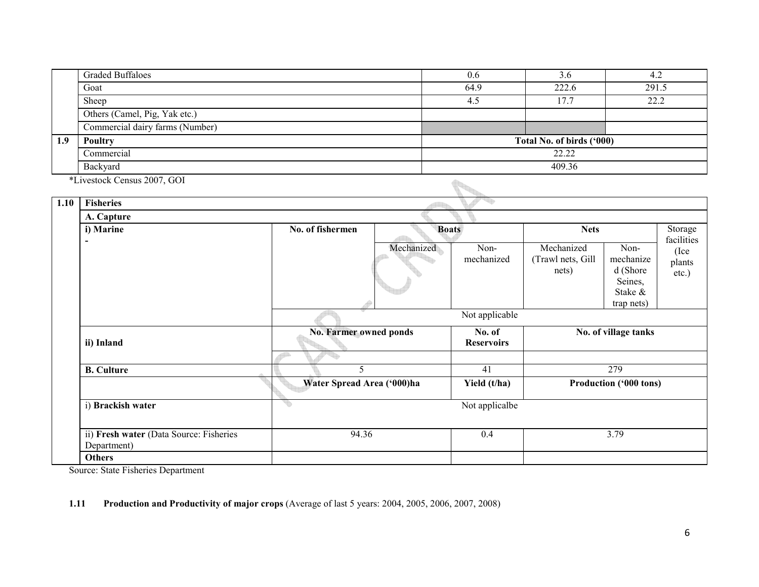| | | | | |
|---|---|---|---|---|
| | Graded Buffaloes | 0.6 | 3.6 | 4.2 |
| | Goat | 64.9 | 222.6 | 291.5 |
| | Sheep | 4.5 | 17.7 | 22.2 |
| | Others (Camel, Pig, Yak etc.) | | | |
| | Commercial dairy farms (Number) | | | |
| **1.9** | **Poultry** | **Total No. of birds ('000)** | | |
| | Commercial | 22.22 | | |
| | Backyard | 409.36 | | |

*Livestock Census 2007, GOI

| | | | | | | | | |
|---|---|---|---|---|---|---|---|---|
| **1.10** | **Fisheries** | | | | | | | |
| | **A. Capture** | | | | | | | |
| | **i) Marine** - | **No. of fishermen** | **Boats** | | **Nets** | | Storage facilities (Ice plants etc.) |
| | | | Mechanized | Non-mechanized | Mechanized (Trawl nets, Gill nets) | Non-mechanized (Shore Seines, Stake & trap nets) | |
| | | Not applicable | | | | | |
| | **ii) Inland** | **No. Farmer owned ponds** | | **No. of Reservoirs** | **No. of village tanks** | | |
| | | | | | | | |
| | **B. Culture** | 5 | | 41 | 279 | | |
| | | **Water Spread Area ('000)ha** | | **Yield (t/ha)** | **Production ('000 tons)** | | |
| | i) **Brackish water** | Not applicalbe | | | | | |
| | ii) **Fresh water** (Data Source: Fisheries Department) | 94.36 | | 0.4 | 3.79 | | |
| | **Others** | | | | | | |

Source: State Fisheries Department

**1.11 Production and Productivity of major crops** (Average of last 5 years: 2004, 2005, 2006, 2007, 2008)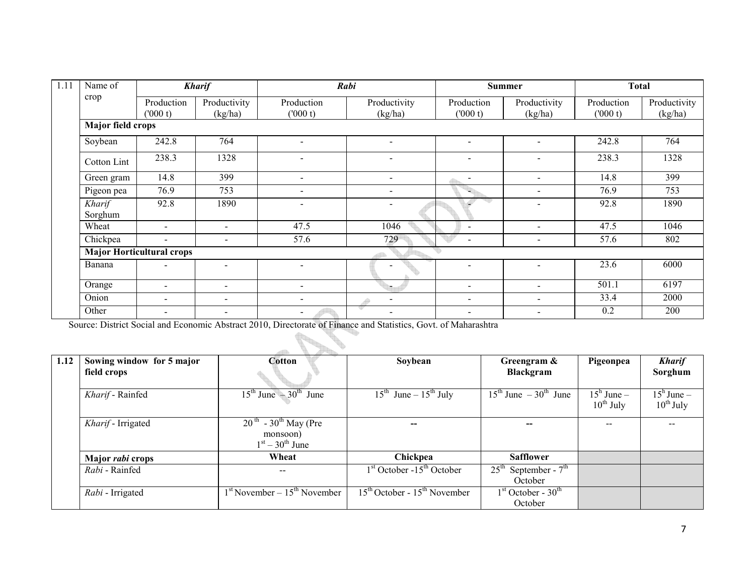| 1.11 | Name of crop | *Kharif* | | *Rabi* | | Summer | | Total | |
|---|---|---|---|---|---|---|---|---|---|
| | | Production ('000 t) | Productivity (kg/ha) | Production ('000 t) | Productivity (kg/ha) | Production ('000 t) | Productivity (kg/ha) | Production ('000 t) | Productivity (kg/ha) |
| | **Major field crops** | | | | | | | | |
| | Soybean | 242.8 | 764 | - | - | - | - | 242.8 | 764 |
| | Cotton Lint | 238.3 | 1328 | - | - | - | - | 238.3 | 1328 |
| | Green gram | 14.8 | 399 | - | - | - | - | 14.8 | 399 |
| | Pigeon pea | 76.9 | 753 | - | - | - | - | 76.9 | 753 |
| | *Kharif* Sorghum | 92.8 | 1890 | - | - | - | - | 92.8 | 1890 |
| | Wheat | - | - | 47.5 | 1046 | - | - | 47.5 | 1046 |
| | Chickpea | - | - | 57.6 | 729 | - | - | 57.6 | 802 |
| | **Major Horticultural crops** | | | | | | | | |
| | Banana | - | - | - | - | - | - | 23.6 | 6000 |
| | Orange | - | - | - | - | - | - | 501.1 | 6197 |
| | Onion | - | - | - | - | - | - | 33.4 | 2000 |
| | Other | - | - | - | - | - | - | 0.2 | 200 |

Source: District Social and Economic Abstract 2010, Directorate of Finance and Statistics, Govt. of Maharashtra

| 1.12 | Sowing window for 5 major field crops | Cotton | Soybean | Greengram & Blackgram | Pigeonpea | *Kharif* Sorghum |
|---|---|---|---|---|---|---|
| | *Kharif* - Rainfed | 15th June – 30th June | 15th June – 15th July | 15th June – 30th June | 15h June – 10th July | 15h June – 10th July |
| | *Kharif* - Irrigated | 20th - 30th May (Pre monsoon) 1st – 30th June | -- | -- | -- | -- |
| | **Major *rabi* crops** | **Wheat** | **Chickpea** | **Safflower** | | |
| | *Rabi* - Rainfed | -- | 1st October -15th October | 25th September - 7th October | | |
| | *Rabi* - Irrigated | 1st November – 15th November | 15th October - 15th November | 1st October - 30th October | | |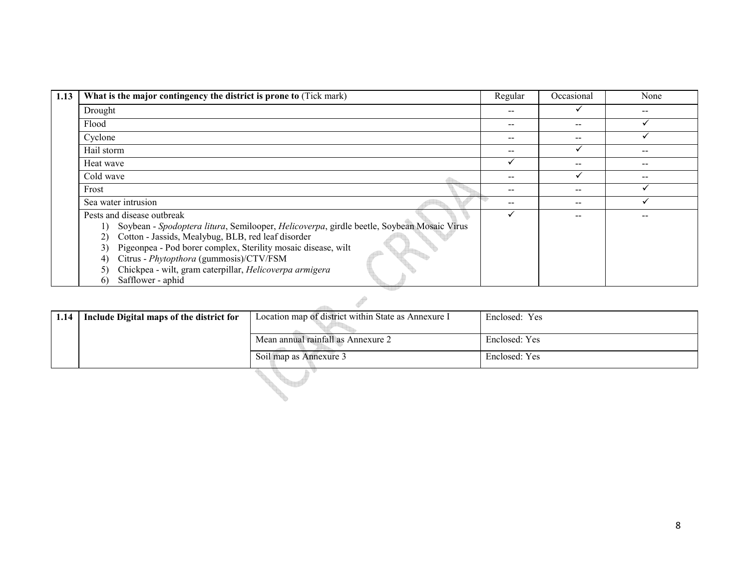| 1.13 | **What is the major contingency the district is prone to** (Tick mark) | Regular | Occasional | None |
|---|---|---|---|---|
| | Drought | -- | ✓ | -- |
| | Flood | -- | -- | ✓ |
| | Cyclone | -- | -- | ✓ |
| | Hail storm | -- | ✓ | -- |
| | Heat wave | ✓ | -- | -- |
| | Cold wave | -- | ✓ | -- |
| | Frost | -- | -- | ✓ |
| | Sea water intrusion | -- | -- | ✓ |
| | Pests and disease outbreak<br>1) Soybean - *Spodoptera litura*, Semilooper, *Helicoverpa*, girdle beetle, Soybean Mosaic Virus<br>2) Cotton - Jassids, Mealybug, BLB, red leaf disorder<br>3) Pigeonpea - Pod borer complex, Sterility mosaic disease, wilt<br>4) Citrus - *Phytopthora* (gummosis)/CTV/FSM<br>5) Chickpea - wilt, gram caterpillar, *Helicoverpa armigera*<br>6) Safflower - aphid | ✓ | -- | -- |

| 1.14 | **Include Digital maps of the district for** | Location map of district within State as Annexure I | Enclosed: Yes |
|---|---|---|---|
| | | Mean annual rainfall as Annexure 2 | Enclosed: Yes |
| | | Soil map as Annexure 3 | Enclosed: Yes |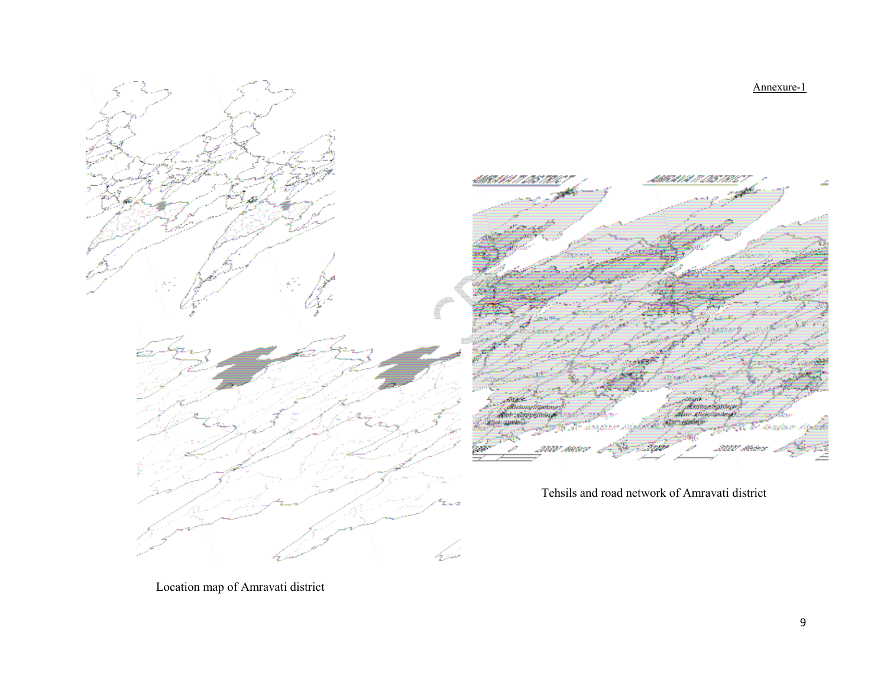Annexure-1

Location map of Amravati district

Tehsils and road network of Amravati district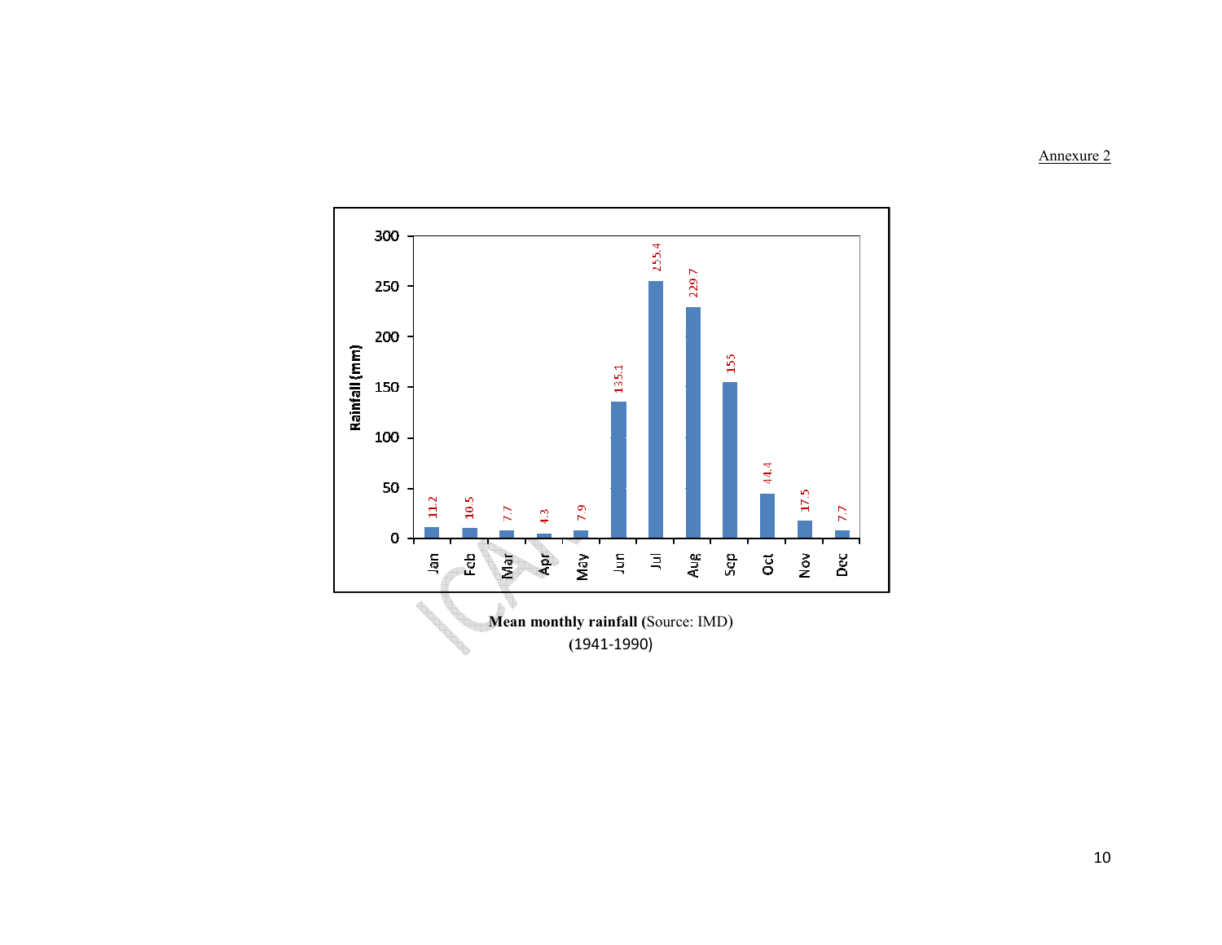Annexure 2

| Month | Rainfall (mm) |
|---|---|
| Jan | 11.2 |
| Feb | 10.5 |
| Mar | 7.7 |
| Apr | 4.3 |
| May | 7.9 |
| Jun | 135.1 |
| Jul | 255.4 |
| Aug | 229.7 |
| Sep | 155 |
| Oct | 44.4 |
| Nov | 17.5 |
| Dec | 7.7 |

**Mean monthly rainfall (**Source: IMD)
(1941-1990)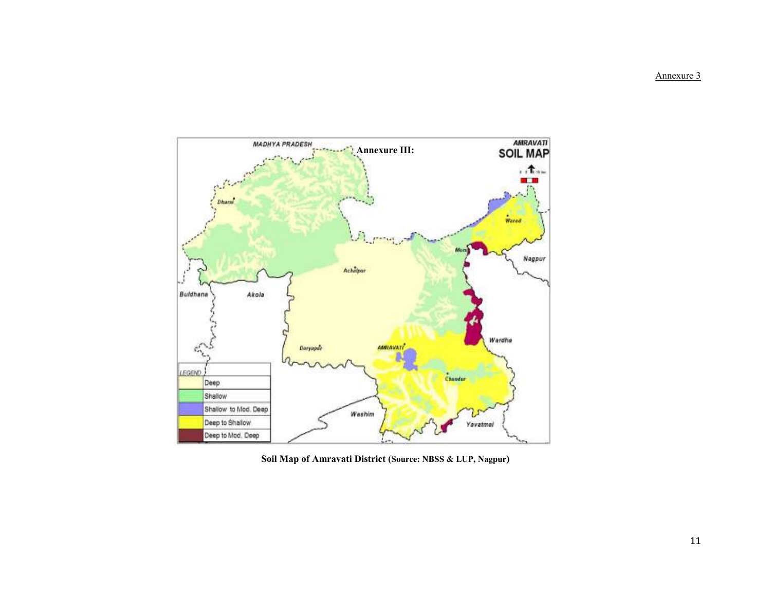Annexure 3

Annexure III:

Soil Map of Amravati District (Source: NBSS & LUP, Nagpur)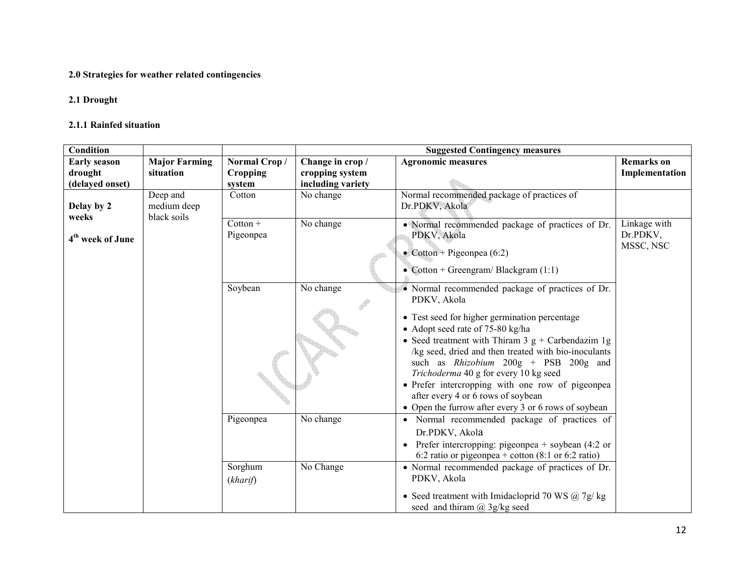**2.0 Strategies for weather related contingencies**

**2.1 Drought**

**2.1.1 Rainfed situation**

| Condition | | | Suggested Contingency measures | | |
|---|---|---|---|---|---|
| **Early season drought (delayed onset)** | **Major Farming situation** | **Normal Crop / Cropping system** | **Change in crop / cropping system including variety** | **Agronomic measures** | **Remarks on Implementation** |
| **Delay by 2 weeks**<br><br>**4th week of June** | Deep and medium deep black soils | Cotton | No change | Normal recommended package of practices of Dr.PDKV, Akola | |
| | | Cotton + Pigeonpea | No change | • Normal recommended package of practices of Dr. PDKV, Akola<br>• Cotton + Pigeonpea (6:2)<br>• Cotton + Greengram/ Blackgram (1:1) | Linkage with Dr.PDKV, MSSC, NSC |
| | | Soybean | No change | • Normal recommended package of practices of Dr. PDKV, Akola<br>• Test seed for higher germination percentage<br>• Adopt seed rate of 75-80 kg/ha<br>• Seed treatment with Thiram 3 g + Carbendazim 1g /kg seed, dried and then treated with bio-inoculants such as *Rhizobium* 200g + PSB 200g and *Trichoderma* 40 g for every 10 kg seed<br>• Prefer intercropping with one row of pigeonpea after every 4 or 6 rows of soybean<br>• Open the furrow after every 3 or 6 rows of soybean | |
| | | Pigeonpea | No change | • Normal recommended package of practices of Dr.PDKV, Akola<br>• Prefer intercropping: pigeonpea + soybean (4:2 or 6:2 ratio or pigeonpea + cotton (8:1 or 6:2 ratio) | |
| | | Sorghum (*kharif*) | No Change | • Normal recommended package of practices of Dr. PDKV, Akola<br>• Seed treatment with Imidacloprid 70 WS @ 7g/ kg seed and thiram @ 3g/kg seed | |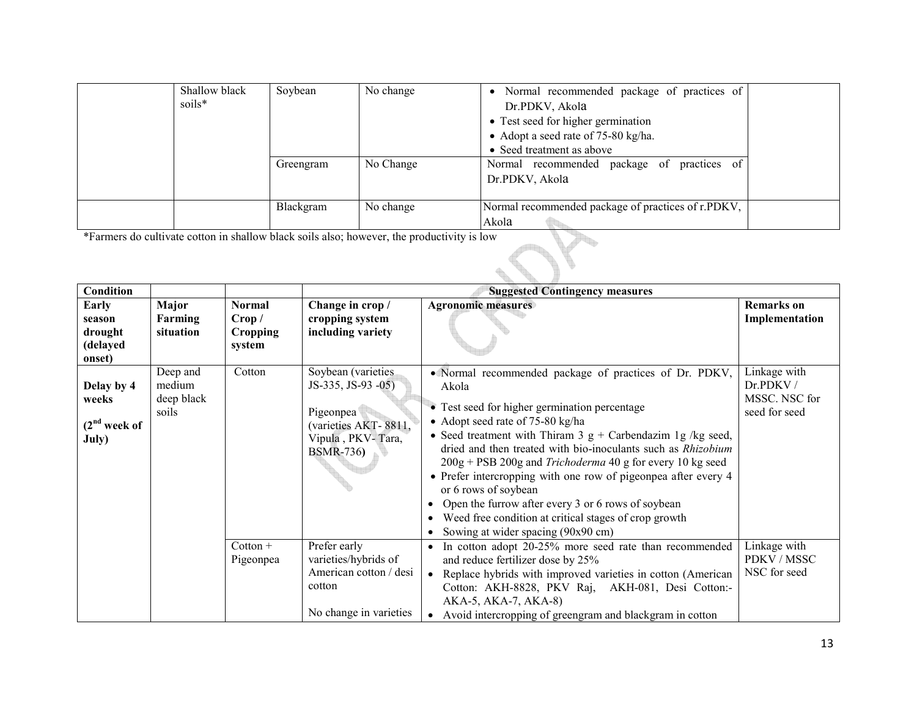|  | Shallow black soils* | Soybean | No change | • Normal recommended package of practices of Dr.PDKV, Akola<br>• Test seed for higher germination<br>• Adopt a seed rate of 75-80 kg/ha.<br>• Seed treatment as above |  |
|---|---|---|---|---|---|
|  |  | Greengram | No Change | Normal recommended package of practices of Dr.PDKV, Akola |  |
|  |  | Blackgram | No change | Normal recommended package of practices of r.PDKV, Akola |  |

*Farmers do cultivate cotton in shallow black soils also; however, the productivity is low

| Condition |  |  | Suggested Contingency measures |  |  |
|---|---|---|---|---|---|
| **Early season drought (delayed onset)** | **Major Farming situation** | **Normal Crop / Cropping system** | **Change in crop / cropping system including variety** | **Agronomic measures** | **Remarks on Implementation** |
| **Delay by 4 weeks (2nd week of July)** | Deep and medium deep black soils | Cotton | Soybean (varieties JS-335, JS-93 -05)<br><br>Pigeonpea (varieties AKT- 8811, Vipula , PKV- Tara, BSMR-736) | • Normal recommended package of practices of Dr. PDKV, Akola<br>• Test seed for higher germination percentage<br>• Adopt seed rate of 75-80 kg/ha<br>• Seed treatment with Thiram 3 g + Carbendazim 1g /kg seed, dried and then treated with bio-inoculants such as *Rhizobium* 200g + PSB 200g and *Trichoderma* 40 g for every 10 kg seed<br>• Prefer intercropping with one row of pigeonpea after every 4 or 6 rows of soybean<br>• Open the furrow after every 3 or 6 rows of soybean<br>• Weed free condition at critical stages of crop growth<br>• Sowing at wider spacing (90x90 cm) | Linkage with Dr.PDKV / MSSC. NSC for seed for seed |
|  |  | Cotton + Pigeonpea | Prefer early varieties/hybrids of American cotton / desi cotton<br><br>No change in varieties | • In cotton adopt 20-25% more seed rate than recommended and reduce fertilizer dose by 25%<br>• Replace hybrids with improved varieties in cotton (American Cotton: AKH-8828, PKV Raj, AKH-081, Desi Cotton:- AKA-5, AKA-7, AKA-8)<br>• Avoid intercropping of greengram and blackgram in cotton | Linkage with PDKV / MSSC NSC for seed |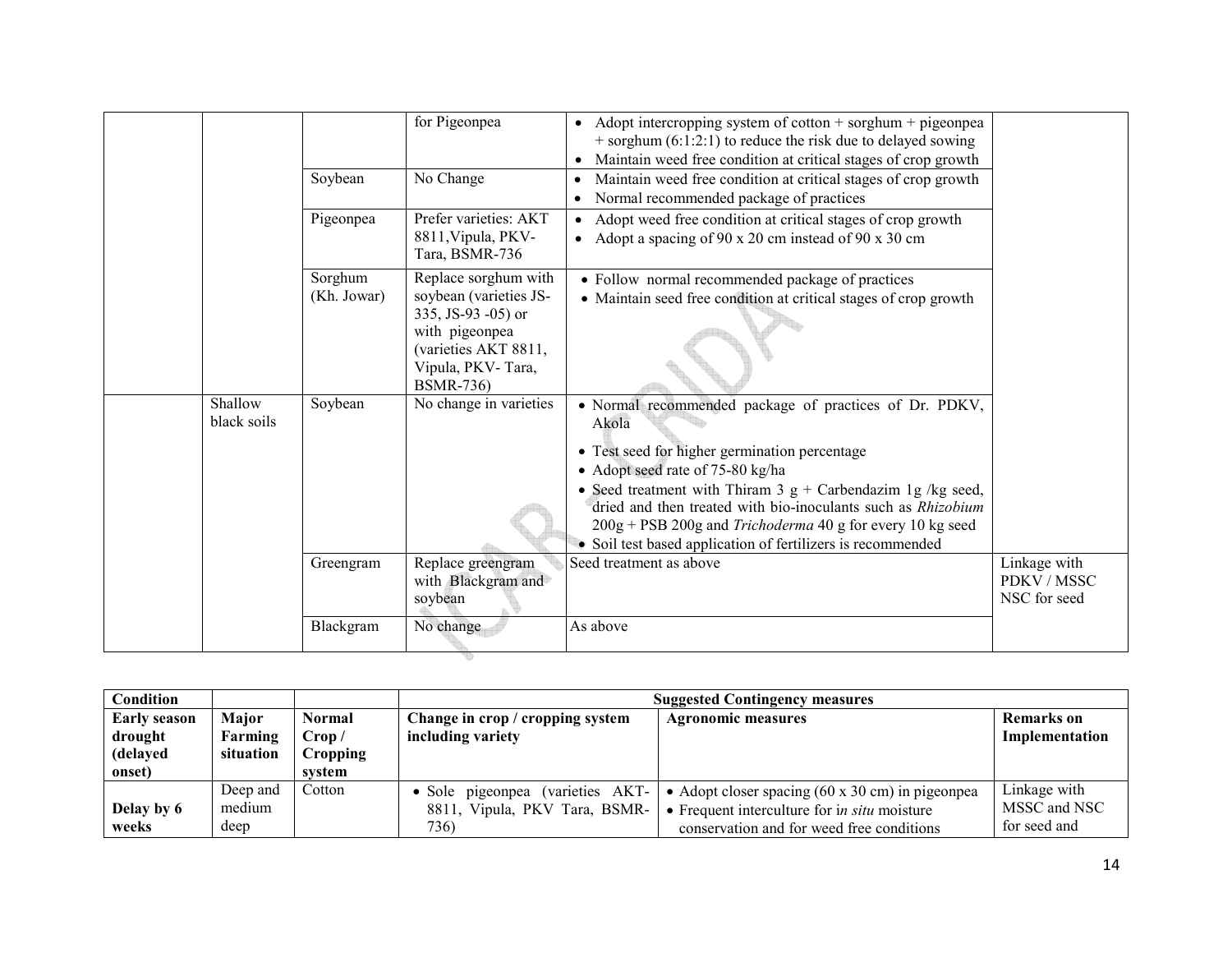| | | | | | |
|---|---|---|---|---|---|
| | | | for Pigeonpea | • Adopt intercropping system of cotton + sorghum + pigeonpea + sorghum (6:1:2:1) to reduce the risk due to delayed sowing<br>• Maintain weed free condition at critical stages of crop growth | |
| | | Soybean | No Change | • Maintain weed free condition at critical stages of crop growth<br>• Normal recommended package of practices | |
| | | Pigeonpea | Prefer varieties: AKT 8811,Vipula, PKV-Tara, BSMR-736 | • Adopt weed free condition at critical stages of crop growth<br>• Adopt a spacing of 90 x 20 cm instead of 90 x 30 cm | |
| | | Sorghum (Kh. Jowar) | Replace sorghum with soybean (varieties JS-335, JS-93 -05) or with pigeonpea (varieties AKT 8811, Vipula, PKV- Tara, BSMR-736) | • Follow normal recommended package of practices<br>• Maintain seed free condition at critical stages of crop growth | |
| | Shallow black soils | Soybean | No change in varieties | • Normal recommended package of practices of Dr. PDKV, Akola<br>• Test seed for higher germination percentage<br>• Adopt seed rate of 75-80 kg/ha<br>• Seed treatment with Thiram 3 g + Carbendazim 1g /kg seed, dried and then treated with bio-inoculants such as *Rhizobium* 200g + PSB 200g and *Trichoderma* 40 g for every 10 kg seed<br>• Soil test based application of fertilizers is recommended | |
| | | Greengram | Replace greengram with Blackgram and soybean | Seed treatment as above | Linkage with PDKV / MSSC NSC for seed |
| | | Blackgram | No change | As above | |

| Condition | | | Suggested Contingency measures | | |
|---|---|---|---|---|---|
| **Early season drought (delayed onset)** | **Major Farming situation** | **Normal Crop / Cropping system** | **Change in crop / cropping system including variety** | **Agronomic measures** | **Remarks on Implementation** |
| **Delay by 6 weeks** | Deep and medium deep | Cotton | • Sole pigeonpea (varieties AKT-8811, Vipula, PKV Tara, BSMR-736) | • Adopt closer spacing (60 x 30 cm) in pigeonpea<br>• Frequent interculture for *in situ* moisture conservation and for weed free conditions | Linkage with MSSC and NSC for seed and |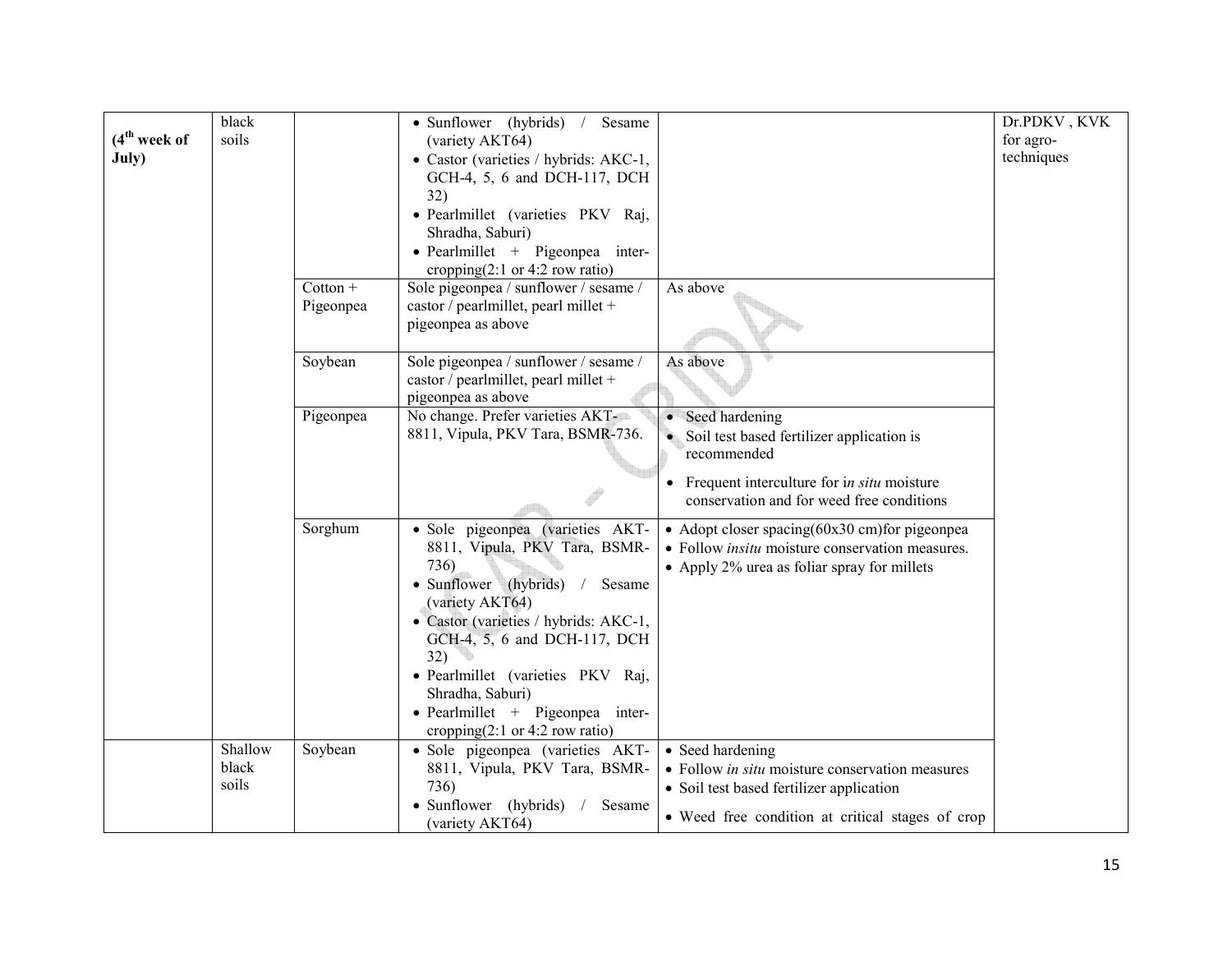| (4th week of July) | black soils | | • Sunflower (hybrids) / Sesame (variety AKT64)<br>• Castor (varieties / hybrids: AKC-1, GCH-4, 5, 6 and DCH-117, DCH 32)<br>• Pearlmillet (varieties PKV Raj, Shradha, Saburi)<br>• Pearlmillet + Pigeonpea inter-cropping(2:1 or 4:2 row ratio) | | Dr.PDKV , KVK for agro-techniques |
|---|---|---|---|---|---|
| | | Cotton + Pigeonpea | Sole pigeonpea / sunflower / sesame / castor / pearlmillet, pearl millet + pigeonpea as above | As above | |
| | | Soybean | Sole pigeonpea / sunflower / sesame / castor / pearlmillet, pearl millet + pigeonpea as above | As above | |
| | | Pigeonpea | No change. Prefer varieties AKT-8811, Vipula, PKV Tara, BSMR-736. | • Seed hardening<br>• Soil test based fertilizer application is recommended<br>• Frequent interculture for *in situ* moisture conservation and for weed free conditions | |
| | | Sorghum | • Sole pigeonpea (varieties AKT-8811, Vipula, PKV Tara, BSMR-736)<br>• Sunflower (hybrids) / Sesame (variety AKT64)<br>• Castor (varieties / hybrids: AKC-1, GCH-4, 5, 6 and DCH-117, DCH 32)<br>• Pearlmillet (varieties PKV Raj, Shradha, Saburi)<br>• Pearlmillet + Pigeonpea inter-cropping(2:1 or 4:2 row ratio) | • Adopt closer spacing(60x30 cm)for pigeonpea<br>• Follow *insitu* moisture conservation measures.<br>• Apply 2% urea as foliar spray for millets | |
| | Shallow black soils | Soybean | • Sole pigeonpea (varieties AKT-8811, Vipula, PKV Tara, BSMR-736)<br>• Sunflower (hybrids) / Sesame (variety AKT64) | • Seed hardening<br>• Follow *in situ* moisture conservation measures<br>• Soil test based fertilizer application<br>• Weed free condition at critical stages of crop | |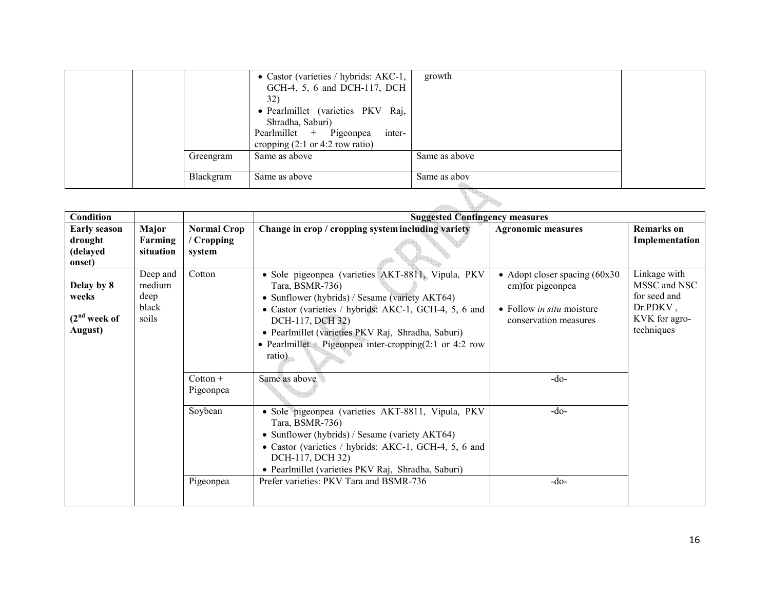| | | | • Castor (varieties / hybrids: AKC-1, GCH-4, 5, 6 and DCH-117, DCH 32)<br>• Pearlmillet (varieties PKV Raj, Shradha, Saburi)<br>Pearlmillet + Pigeonpea inter-cropping (2:1 or 4:2 row ratio) | growth | |
|---|---|---|---|---|---|
| | | Greengram | Same as above | Same as above | |
| | | Blackgram | Same as above | Same as abov | |

| Condition | | | Suggested Contingency measures | | |
|---|---|---|---|---|---|
| **Early season drought (delayed onset)** | **Major Farming situation** | **Normal Crop / Cropping system** | **Change in crop / cropping system including variety** | **Agronomic measures** | **Remarks on Implementation** |
| **Delay by 8 weeks**<br>**(2nd week of August)** | Deep and medium deep black soils | Cotton | • Sole pigeonpea (varieties AKT-8811, Vipula, PKV Tara, BSMR-736)<br>• Sunflower (hybrids) / Sesame (variety AKT64)<br>• Castor (varieties / hybrids: AKC-1, GCH-4, 5, 6 and DCH-117, DCH 32)<br>• Pearlmillet (varieties PKV Raj, Shradha, Saburi)<br>• Pearlmillet + Pigeonpea inter-cropping(2:1 or 4:2 row ratio) | • Adopt closer spacing (60x30 cm)for pigeonpea<br>• Follow *in situ* moisture conservation measures | Linkage with MSSC and NSC for seed and Dr.PDKV , KVK for agro-techniques |
| | | Cotton + Pigeonpea | Same as above | -do- | |
| | | Soybean | • Sole pigeonpea (varieties AKT-8811, Vipula, PKV Tara, BSMR-736)<br>• Sunflower (hybrids) / Sesame (variety AKT64)<br>• Castor (varieties / hybrids: AKC-1, GCH-4, 5, 6 and DCH-117, DCH 32)<br>• Pearlmillet (varieties PKV Raj, Shradha, Saburi) | -do- | |
| | | Pigeonpea | Prefer varieties: PKV Tara and BSMR-736 | -do- | |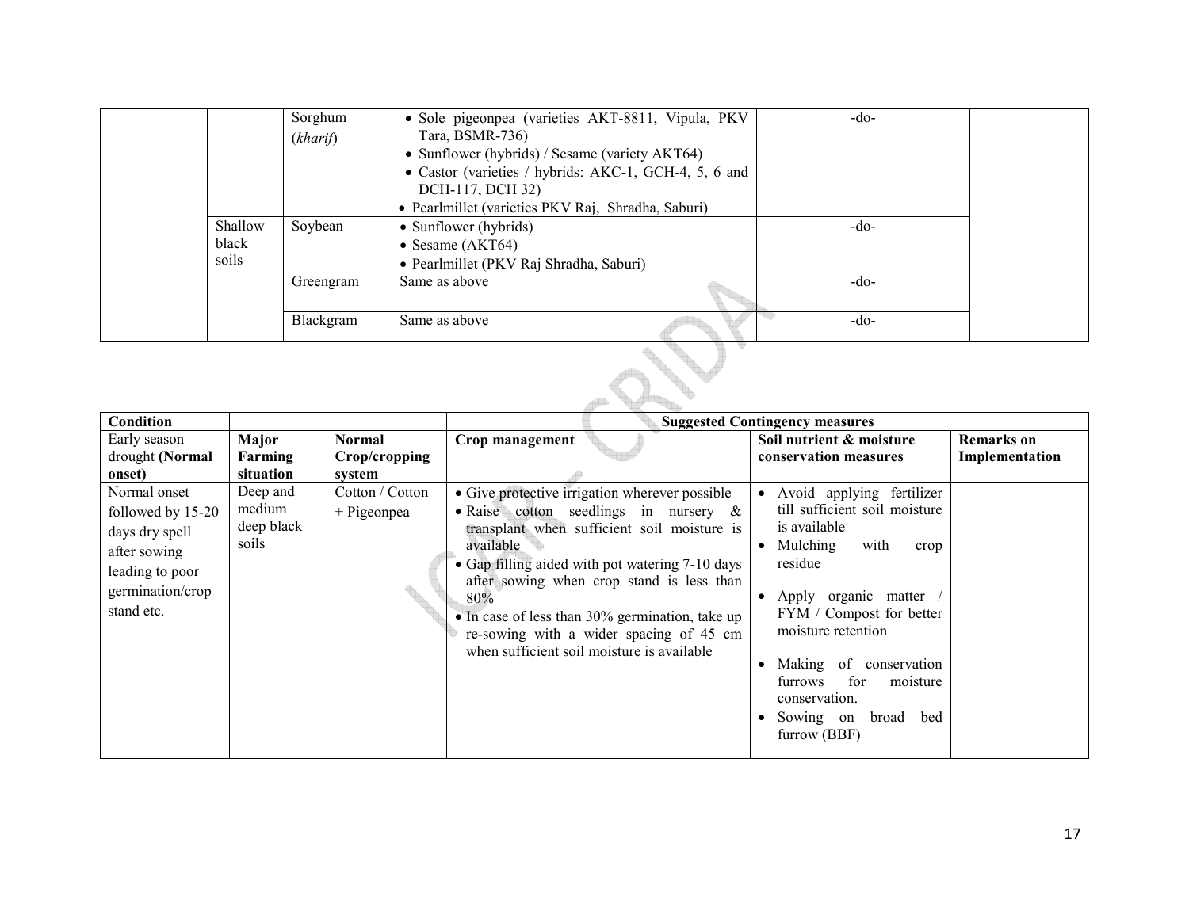| | | | | | |
|---|---|---|---|---|---|
| | | Sorghum (*kharif*) | • Sole pigeonpea (varieties AKT-8811, Vipula, PKV Tara, BSMR-736)<br>• Sunflower (hybrids) / Sesame (variety AKT64)<br>• Castor (varieties / hybrids: AKC-1, GCH-4, 5, 6 and DCH-117, DCH 32)<br>• Pearlmillet (varieties PKV Raj, Shradha, Saburi) | -do- | |
| | Shallow black soils | Soybean | • Sunflower (hybrids)<br>• Sesame (AKT64)<br>• Pearlmillet (PKV Raj Shradha, Saburi) | -do- | |
| | | Greengram | Same as above | -do- | |
| | | Blackgram | Same as above | -do- | |

| Condition | | | Suggested Contingency measures | | |
|---|---|---|---|---|---|
| Early season drought **(Normal onset)** | **Major Farming situation** | **Normal Crop/cropping system** | **Crop management** | **Soil nutrient & moisture conservation measures** | **Remarks on Implementation** |
| Normal onset followed by 15-20 days dry spell after sowing leading to poor germination/crop stand etc. | Deep and medium deep black soils | Cotton / Cotton + Pigeonpea | • Give protective irrigation wherever possible<br>• Raise cotton seedlings in nursery & transplant when sufficient soil moisture is available<br>• Gap filling aided with pot watering 7-10 days after sowing when crop stand is less than 80%<br>• In case of less than 30% germination, take up re-sowing with a wider spacing of 45 cm when sufficient soil moisture is available | • Avoid applying fertilizer till sufficient soil moisture is available<br>• Mulching with crop residue<br>• Apply organic matter / FYM / Compost for better moisture retention<br>• Making of conservation furrows for moisture conservation.<br>• Sowing on broad bed furrow (BBF) | |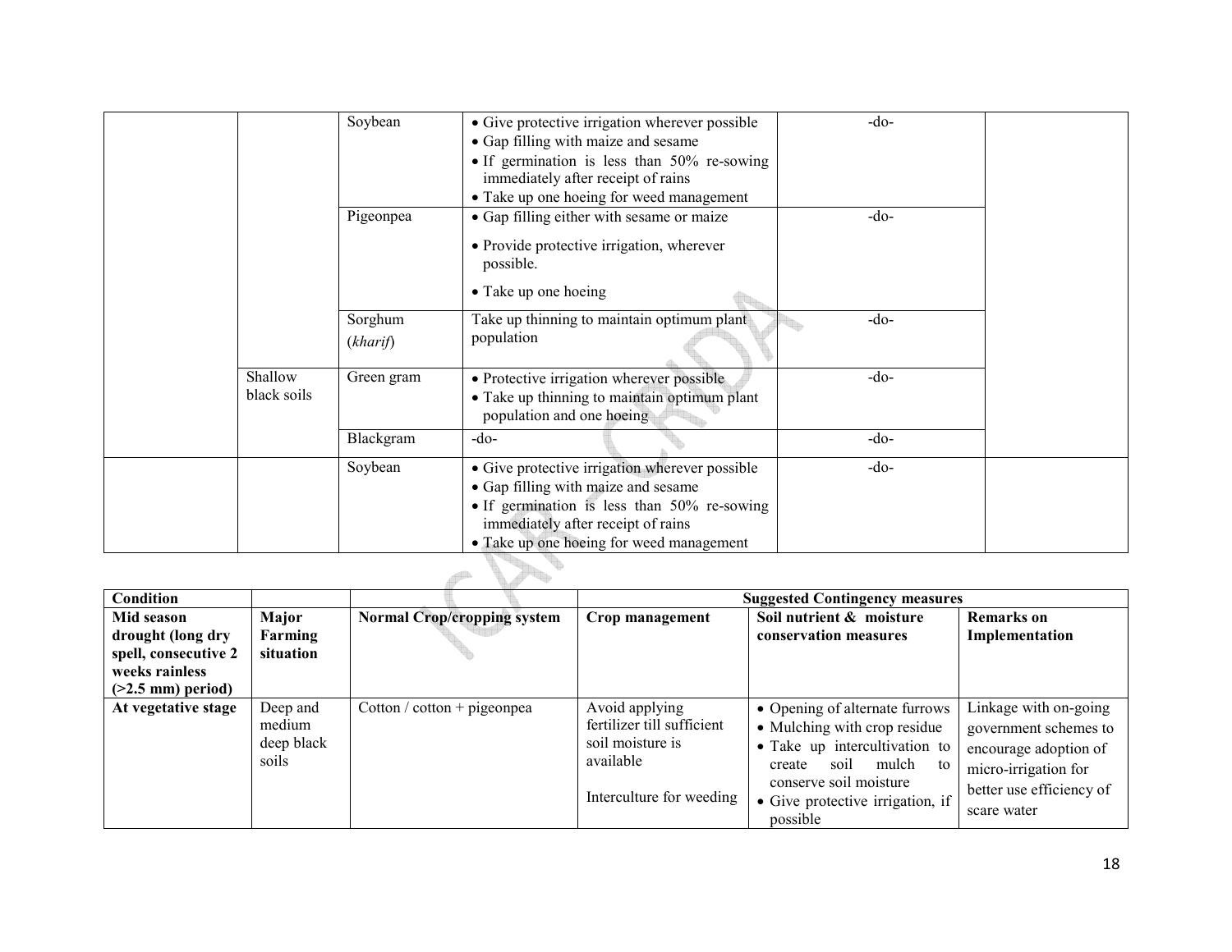| | | | | | |
|---|---|---|---|---|---|
| | | Soybean | • Give protective irrigation wherever possible<br>• Gap filling with maize and sesame<br>• If germination is less than 50% re-sowing immediately after receipt of rains<br>• Take up one hoeing for weed management | -do- | |
| | | Pigeonpea | • Gap filling either with sesame or maize<br>• Provide protective irrigation, wherever possible.<br>• Take up one hoeing | -do- | |
| | | Sorghum (*kharif*) | Take up thinning to maintain optimum plant population | -do- | |
| | Shallow black soils | Green gram | • Protective irrigation wherever possible<br>• Take up thinning to maintain optimum plant population and one hoeing | -do- | |
| | | Blackgram | -do- | -do- | |
| | | Soybean | • Give protective irrigation wherever possible<br>• Gap filling with maize and sesame<br>• If germination is less than 50% re-sowing immediately after receipt of rains<br>• Take up one hoeing for weed management | -do- | |

| **Condition** | | | **Suggested Contingency measures** | | |
|---|---|---|---|---|---|
| **Mid season drought (long dry spell, consecutive 2 weeks rainless (>2.5 mm) period)** | **Major Farming situation** | **Normal Crop/cropping system** | **Crop management** | **Soil nutrient & moisture conservation measures** | **Remarks on Implementation** |
| **At vegetative stage** | Deep and medium deep black soils | Cotton / cotton + pigeonpea | Avoid applying fertilizer till sufficient soil moisture is available<br><br>Interculture for weeding | • Opening of alternate furrows<br>• Mulching with crop residue<br>• Take up intercultivation to create soil mulch to conserve soil moisture<br>• Give protective irrigation, if possible | Linkage with on-going government schemes to encourage adoption of micro-irrigation for better use efficiency of scare water |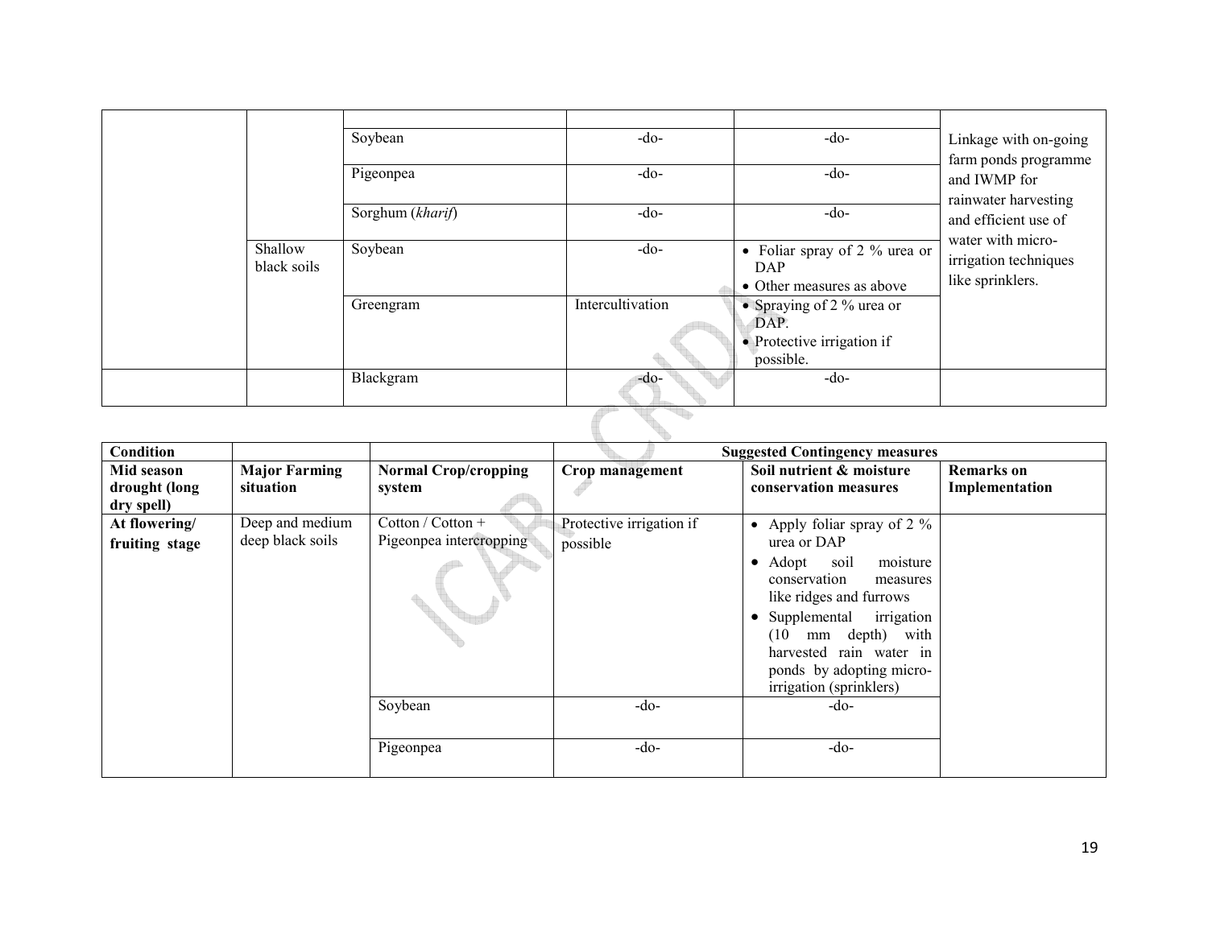| | | | | | |
|---|---|---|---|---|---|
| | | | | | |
| | | Soybean | -do- | -do- | Linkage with on-going farm ponds programme and IWMP for rainwater harvesting and efficient use of water with micro-irrigation techniques like sprinklers. |
| | | Pigeonpea | -do- | -do- | |
| | | Sorghum (*kharif*) | -do- | -do- | |
| | Shallow black soils | Soybean | -do- | • Foliar spray of 2 % urea or DAP<br>• Other measures as above | |
| | | Greengram | Intercultivation | • Spraying of 2 % urea or DAP.<br>• Protective irrigation if possible. | |
| | | Blackgram | -do- | -do- | |

| Condition | | | Suggested Contingency measures | | |
|---|---|---|---|---|---|
| **Mid season drought (long dry spell)** | **Major Farming situation** | **Normal Crop/cropping system** | **Crop management** | **Soil nutrient & moisture conservation measures** | **Remarks on Implementation** |
| **At flowering/ fruiting stage** | Deep and medium deep black soils | Cotton / Cotton + Pigeonpea intercropping | Protective irrigation if possible | • Apply foliar spray of 2 % urea or DAP<br>• Adopt soil moisture conservation measures like ridges and furrows<br>• Supplemental irrigation (10 mm depth) with harvested rain water in ponds by adopting micro-irrigation (sprinklers) | |
| | | Soybean | -do- | -do- | |
| | | Pigeonpea | -do- | -do- | |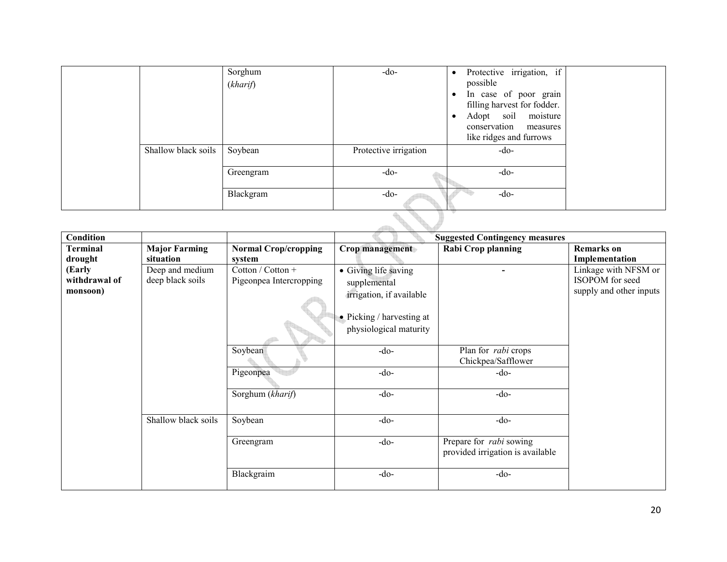| | | Sorghum (*kharif*) | -do- | • Protective irrigation, if possible<br>• In case of poor grain filling harvest for fodder.<br>• Adopt soil moisture conservation measures like ridges and furrows | |
|---|---|---|---|---|---|
| | Shallow black soils | Soybean | Protective irrigation | -do- | |
| | | Greengram | -do- | -do- | |
| | | Blackgram | -do- | -do- | |

| Condition | | | Suggested Contingency measures | | |
|---|---|---|---|---|---|
| **Terminal drought (Early withdrawal of monsoon)** | **Major Farming situation** | **Normal Crop/cropping system** | **Crop management** | **Rabi Crop planning** | **Remarks on Implementation** |
| | Deep and medium deep black soils | Cotton / Cotton + Pigeonpea Intercropping | • Giving life saving supplemental irrigation, if available<br>• Picking / harvesting at physiological maturity | - | Linkage with NFSM or ISOPOM for seed supply and other inputs |
| | | Soybean | -do- | Plan for *rabi* crops Chickpea/Safflower | |
| | | Pigeonpea | -do- | -do- | |
| | | Sorghum (*kharif*) | -do- | -do- | |
| | Shallow black soils | Soybean | -do- | -do- | |
| | | Greengram | -do- | Prepare for *rabi* sowing provided irrigation is available | |
| | | Blackgraim | -do- | -do- | |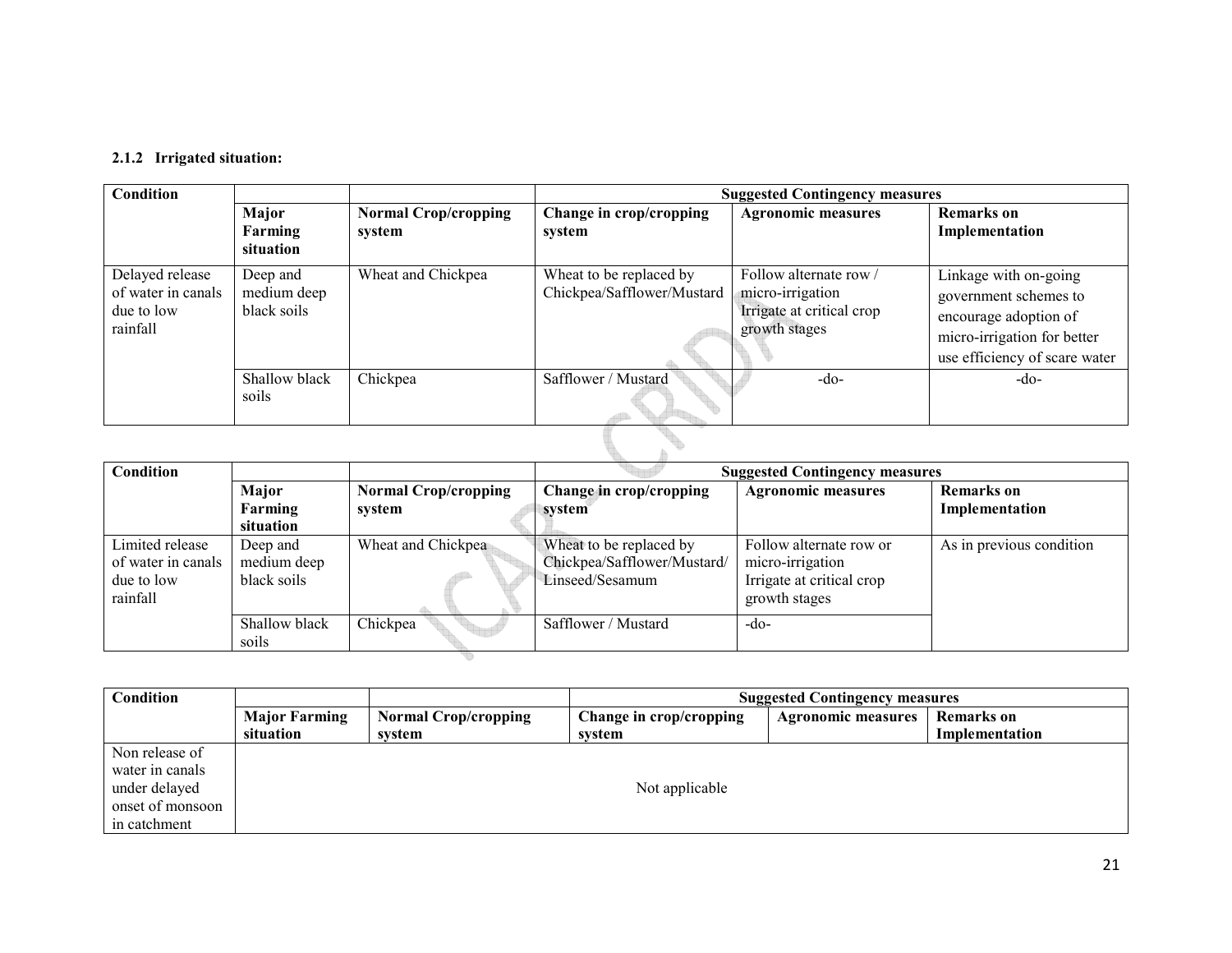### 2.1.2 Irrigated situation:

| Condition | | | Suggested Contingency measures | | |
|---|---|---|---|---|---|
| | Major Farming situation | Normal Crop/cropping system | Change in crop/cropping system | Agronomic measures | Remarks on Implementation |
| Delayed release of water in canals due to low rainfall | Deep and medium deep black soils | Wheat and Chickpea | Wheat to be replaced by Chickpea/Safflower/Mustard | Follow alternate row / micro-irrigation Irrigate at critical crop growth stages | Linkage with on-going government schemes to encourage adoption of micro-irrigation for better use efficiency of scare water |
| | Shallow black soils | Chickpea | Safflower / Mustard | -do- | -do- |

| Condition | | | Suggested Contingency measures | | |
|---|---|---|---|---|---|
| | Major Farming situation | Normal Crop/cropping system | Change in crop/cropping system | Agronomic measures | Remarks on Implementation |
| Limited release of water in canals due to low rainfall | Deep and medium deep black soils | Wheat and Chickpea | Wheat to be replaced by Chickpea/Safflower/Mustard/ Linseed/Sesamum | Follow alternate row or micro-irrigation Irrigate at critical crop growth stages | As in previous condition |
| | Shallow black soils | Chickpea | Safflower / Mustard | -do- | |

| Condition | | | Suggested Contingency measures | | |
|---|---|---|---|---|---|
| | Major Farming situation | Normal Crop/cropping system | Change in crop/cropping system | Agronomic measures | Remarks on Implementation |
| Non release of water in canals under delayed onset of monsoon in catchment | Not applicable | | | | |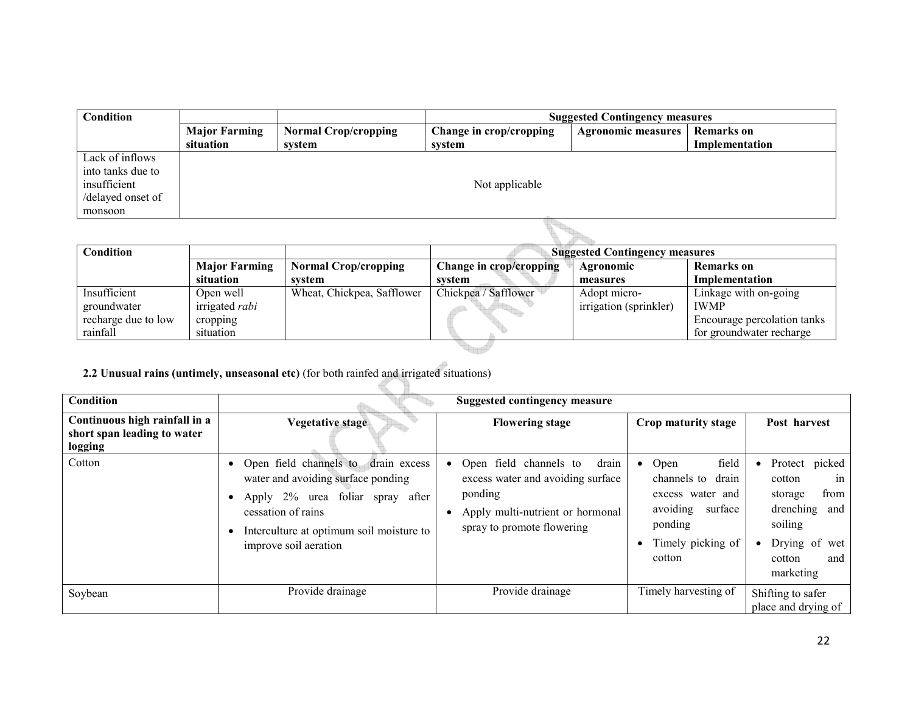| Condition | | | Suggested Contingency measures | | |
|---|---|---|---|---|---|
| | Major Farming situation | Normal Crop/cropping system | Change in crop/cropping system | Agronomic measures | Remarks on Implementation |
| Lack of inflows into tanks due to insufficient /delayed onset of monsoon | Not applicable | | | | |

| Condition | | | Suggested Contingency measures | | |
|---|---|---|---|---|---|
| | Major Farming situation | Normal Crop/cropping system | Change in crop/cropping system | Agronomic measures | Remarks on Implementation |
| Insufficient groundwater recharge due to low rainfall | Open well irrigated *rabi* cropping situation | Wheat, Chickpea, Safflower | Chickpea / Safflower | Adopt micro-irrigation (sprinkler) | Linkage with on-going IWMP<br>Encourage percolation tanks for groundwater recharge |

**2.2 Unusual rains (untimely, unseasonal etc)** (for both rainfed and irrigated situations)

| Condition | Suggested contingency measure | | | |
|---|---|---|---|---|
| **Continuous high rainfall in a short span leading to water logging** | **Vegetative stage** | **Flowering stage** | **Crop maturity stage** | **Post harvest** |
| Cotton | • Open field channels to drain excess water and avoiding surface ponding<br>• Apply 2% urea foliar spray after cessation of rains<br>• Interculture at optimum soil moisture to improve soil aeration | • Open field channels to drain excess water and avoiding surface ponding<br>• Apply multi-nutrient or hormonal spray to promote flowering | • Open field channels to drain excess water and avoiding surface ponding<br>• Timely picking of cotton | • Protect picked cotton in storage from drenching and soiling<br>• Drying of wet cotton and marketing |
| Soybean | Provide drainage | Provide drainage | Timely harvesting of | Shifting to safer place and drying of |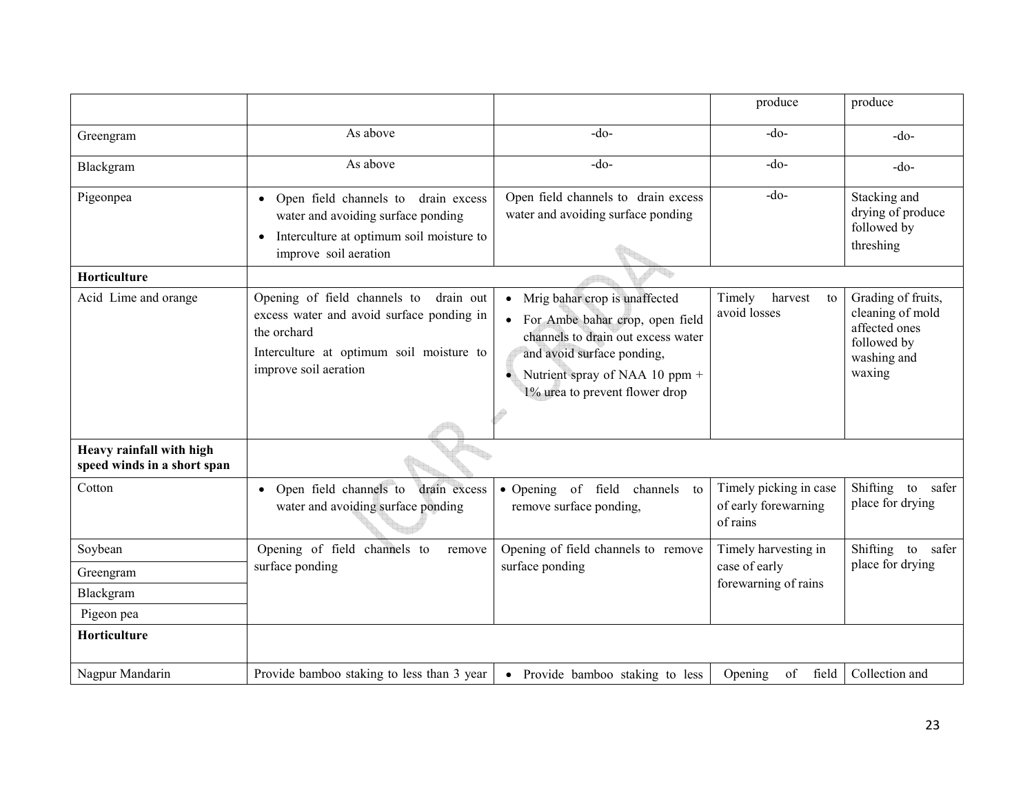| | | | | |
|---|---|---|---|---|
| | | | produce | produce |
| Greengram | As above | -do- | -do- | -do- |
| Blackgram | As above | -do- | -do- | -do- |
| Pigeonpea | • Open field channels to drain excess water and avoiding surface ponding<br>• Interculture at optimum soil moisture to improve soil aeration | Open field channels to drain excess water and avoiding surface ponding | -do- | Stacking and drying of produce followed by threshing |
| **Horticulture** | | | | |
| Acid Lime and orange | Opening of field channels to drain out excess water and avoid surface ponding in the orchard<br>Interculture at optimum soil moisture to improve soil aeration | • Mrig bahar crop is unaffected<br>• For Ambe bahar crop, open field channels to drain out excess water and avoid surface ponding,<br>• Nutrient spray of NAA 10 ppm + 1% urea to prevent flower drop | Timely harvest to avoid losses | Grading of fruits, cleaning of mold affected ones followed by washing and waxing |
| **Heavy rainfall with high speed winds in a short span** | | | | |
| Cotton | • Open field channels to drain excess water and avoiding surface ponding | • Opening of field channels to remove surface ponding, | Timely picking in case of early forewarning of rains | Shifting to safer place for drying |
| Soybean<br>Greengram<br>Blackgram<br>Pigeon pea | Opening of field channels to remove surface ponding | Opening of field channels to remove surface ponding | Timely harvesting in case of early forewarning of rains | Shifting to safer place for drying |
| **Horticulture** | | | | |
| Nagpur Mandarin | Provide bamboo staking to less than 3 year | • Provide bamboo staking to less | Opening of field | Collection and |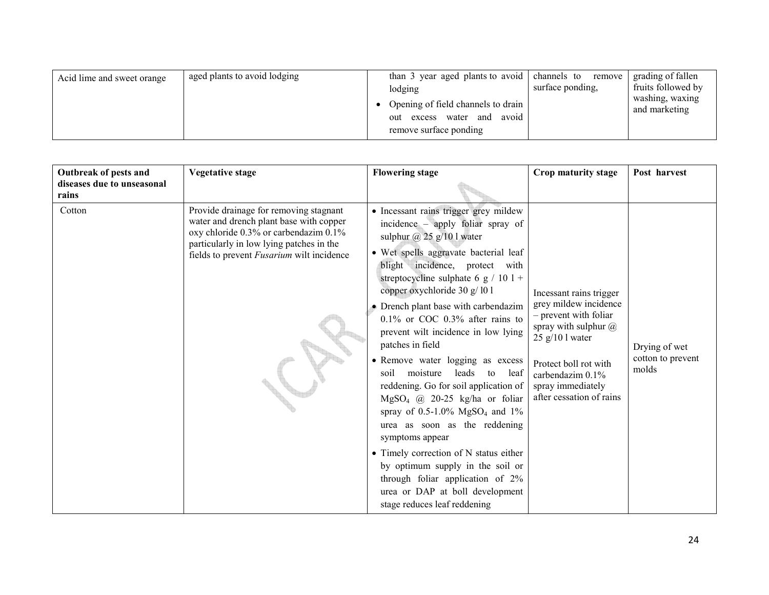| Acid lime and sweet orange | aged plants to avoid lodging | than 3 year aged plants to avoid lodging<br>• Opening of field channels to drain out excess water and avoid remove surface ponding | channels to remove surface ponding, | grading of fallen fruits followed by washing, waxing and marketing |
|---|---|---|---|---|

| Outbreak of pests and diseases due to unseasonal rains | Vegetative stage | Flowering stage | Crop maturity stage | Post harvest |
|---|---|---|---|---|
| Cotton | Provide drainage for removing stagnant water and drench plant base with copper oxy chloride 0.3% or carbendazim 0.1% particularly in low lying patches in the fields to prevent *Fusarium* wilt incidence | • Incessant rains trigger grey mildew incidence – apply foliar spray of sulphur @ 25 g/10 l water<br>• Wet spells aggravate bacterial leaf blight incidence, protect with streptocycline sulphate 6 g / 10 l + copper oxychloride 30 g/ l0 l<br>• Drench plant base with carbendazim 0.1% or COC 0.3% after rains to prevent wilt incidence in low lying patches in field<br>• Remove water logging as excess soil moisture leads to leaf reddening. Go for soil application of $MgSO_4$ @ 20-25 kg/ha or foliar spray of 0.5-1.0% $MgSO_4$ and 1% urea as soon as the reddening symptoms appear<br>• Timely correction of N status either by optimum supply in the soil or through foliar application of 2% urea or DAP at boll development stage reduces leaf reddening | Incessant rains trigger grey mildew incidence – prevent with foliar spray with sulphur @ 25 g/10 l water<br><br>Protect boll rot with carbendazim 0.1% spray immediately after cessation of rains | Drying of wet cotton to prevent molds |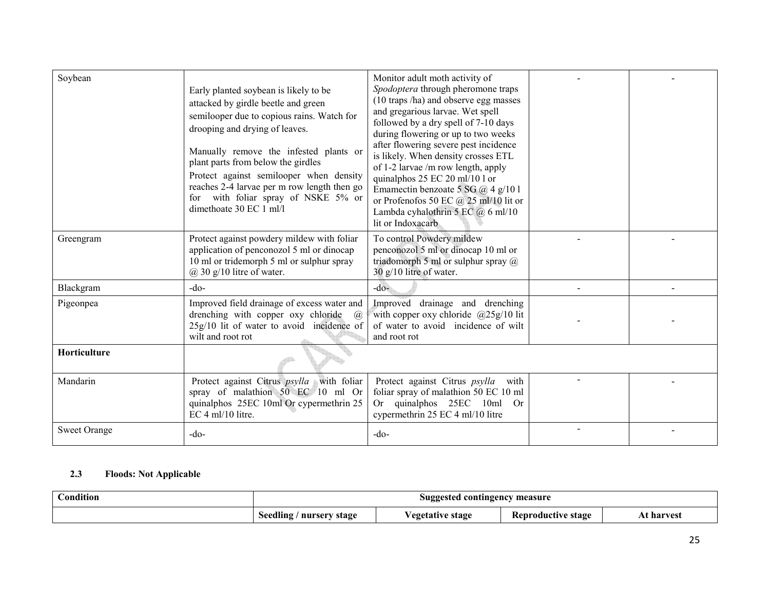| Soybean | Early planted soybean is likely to be attacked by girdle beetle and green semilooper due to copious rains. Watch for drooping and drying of leaves. Manually remove the infested plants or plant parts from below the girdles Protect against semilooper when density reaches 2-4 larvae per m row length then go for with foliar spray of NSKE 5% or dimethoate 30 EC 1 ml/l | Monitor adult moth activity of *Spodoptera* through pheromone traps (10 traps /ha) and observe egg masses and gregarious larvae. Wet spell followed by a dry spell of 7-10 days during flowering or up to two weeks after flowering severe pest incidence is likely. When density crosses ETL of 1-2 larvae /m row length, apply quinalphos 25 EC 20 ml/10 l or Emamectin benzoate 5 SG @ 4 g/10 l or Profenofos 50 EC @ 25 ml/10 lit or Lambda cyhalothrin 5 EC @ 6 ml/10 lit or Indoxacarb | - | - |
|---|---|---|---|---|
| Greengram | Protect against powdery mildew with foliar application of penconozol 5 ml or dinocap 10 ml or tridemorph 5 ml or sulphur spray @ 30 g/10 litre of water. | To control Powdery mildew penconozol 5 ml or dinocap 10 ml or triadomorph 5 ml or sulphur spray @ 30 g/10 litre of water. | - | - |
| Blackgram | -do- | -do- | - | - |
| Pigeonpea | Improved field drainage of excess water and drenching with copper oxy chloride @ 25g/10 lit of water to avoid incidence of wilt and root rot | Improved drainage and drenching with copper oxy chloride @25g/10 lit of water to avoid incidence of wilt and root rot | - | - |
| **Horticulture** | | | | |
| Mandarin | Protect against Citrus *psylla* with foliar spray of malathion 50 EC 10 ml Or quinalphos 25EC 10ml Or cypermethrin 25 EC 4 ml/10 litre. | Protect against Citrus *psylla* with foliar spray of malathion 50 EC 10 ml Or quinalphos 25EC 10ml Or cypermethrin 25 EC 4 ml/10 litre | - | - |
| Sweet Orange | -do- | -do- | - | - |

### 2.3 Floods: Not Applicable

| Condition | Suggested contingency measure | | | |
|---|---|---|---|---|
| | Seedling / nursery stage | Vegetative stage | Reproductive stage | At harvest |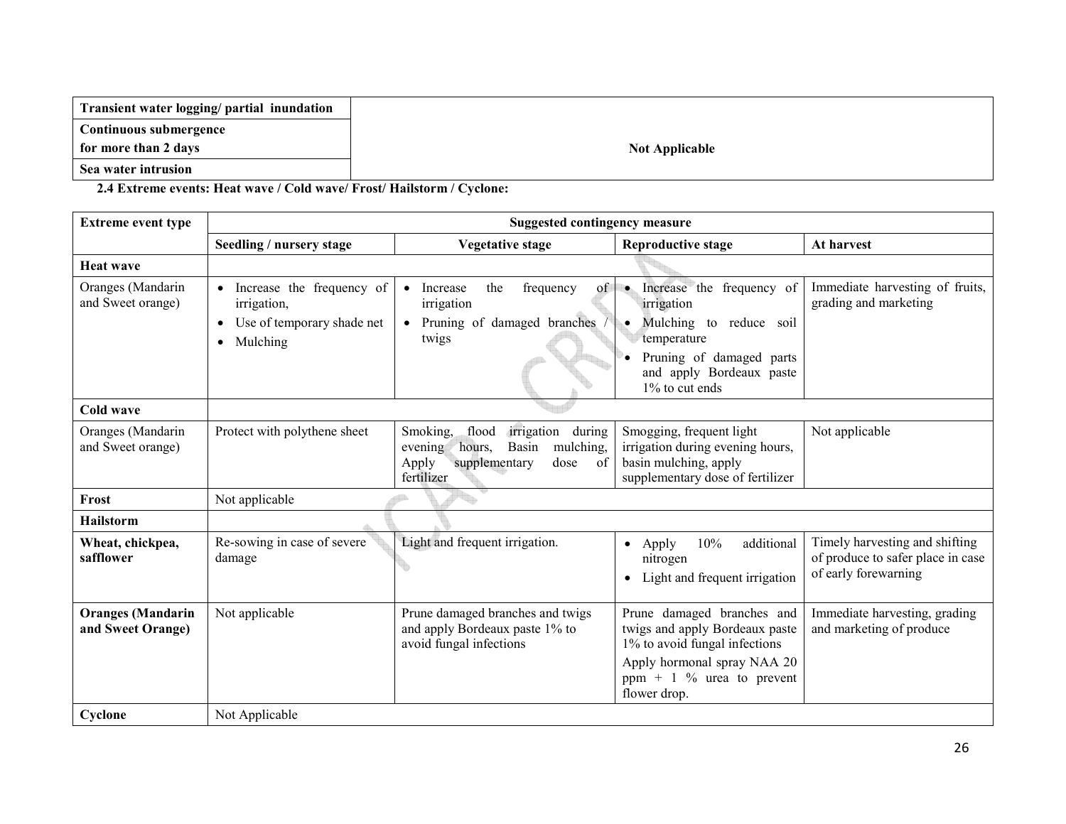| Transient water logging/ partial inundation | Not Applicable |
|---|---|
| Continuous submergence for more than 2 days | |
| Sea water intrusion | |

**2.4 Extreme events: Heat wave / Cold wave/ Frost/ Hailstorm / Cyclone:**

| Extreme event type | Suggested contingency measure | | | |
|---|---|---|---|---|
| | Seedling / nursery stage | Vegetative stage | Reproductive stage | At harvest |
| **Heat wave** | | | | |
| Oranges (Mandarin and Sweet orange) | • Increase the frequency of irrigation,<br>• Use of temporary shade net<br>• Mulching | • Increase the frequency of irrigation<br>• Pruning of damaged branches / twigs | • Increase the frequency of irrigation<br>• Mulching to reduce soil temperature<br>• Pruning of damaged parts and apply Bordeaux paste 1% to cut ends | Immediate harvesting of fruits, grading and marketing |
| **Cold wave** | | | | |
| Oranges (Mandarin and Sweet orange) | Protect with polythene sheet | Smoking, flood irrigation during evening hours, Basin mulching, Apply supplementary dose of fertilizer | Smogging, frequent light irrigation during evening hours, basin mulching, apply supplementary dose of fertilizer | Not applicable |
| **Frost** | Not applicable | | | |
| **Hailstorm** | | | | |
| **Wheat, chickpea, safflower** | Re-sowing in case of severe damage | Light and frequent irrigation. | • Apply 10% additional nitrogen<br>• Light and frequent irrigation | Timely harvesting and shifting of produce to safer place in case of early forewarning |
| **Oranges (Mandarin and Sweet Orange)** | Not applicable | Prune damaged branches and twigs and apply Bordeaux paste 1% to avoid fungal infections | Prune damaged branches and twigs and apply Bordeaux paste 1% to avoid fungal infections<br>Apply hormonal spray NAA 20 ppm + 1 % urea to prevent flower drop. | Immediate harvesting, grading and marketing of produce |
| **Cyclone** | Not Applicable | | | |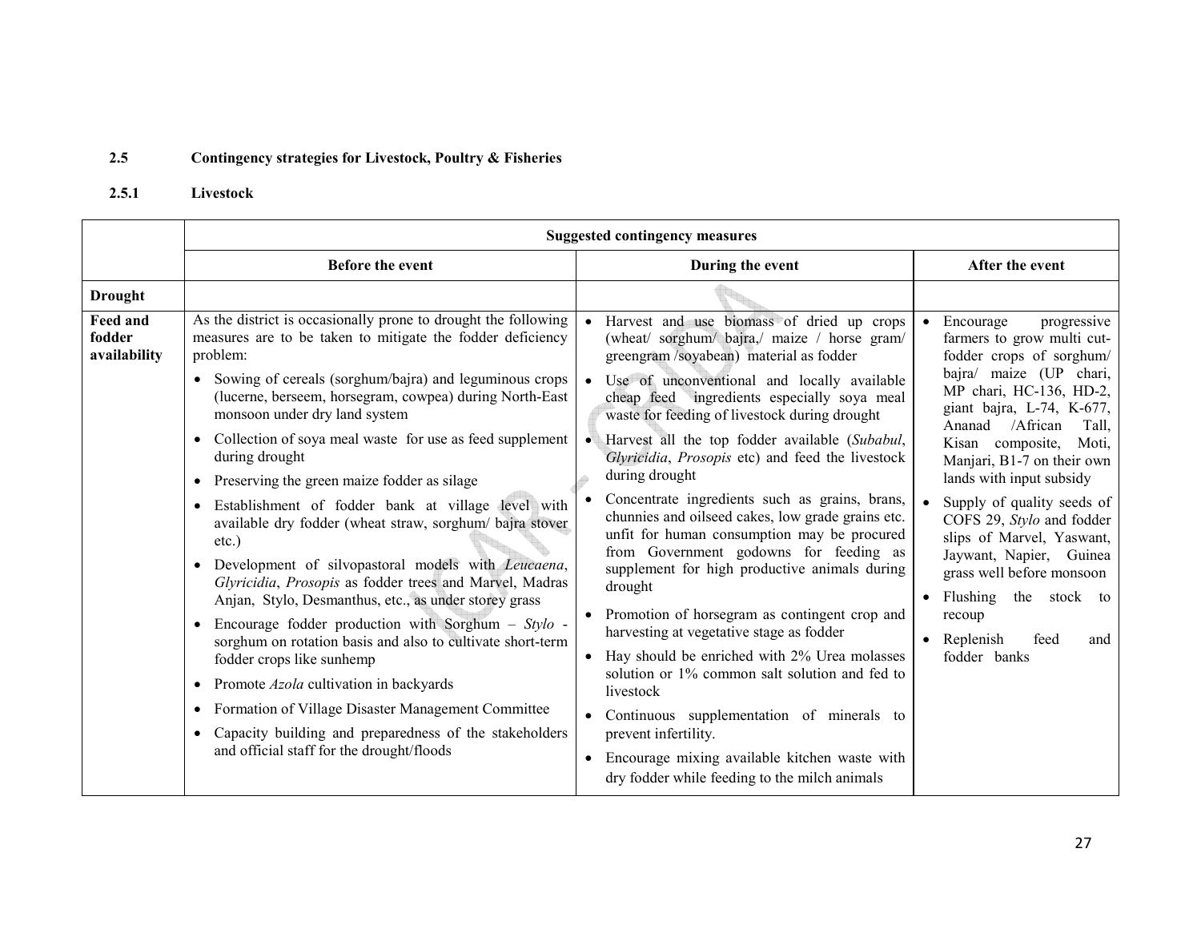### 2.5 Contingency strategies for Livestock, Poultry & Fisheries

#### 2.5.1 Livestock

| | Suggested contingency measures | | |
|---|---|---|---|
| | **Before the event** | **During the event** | **After the event** |
| **Drought** | | | |
| **Feed and fodder availability** | As the district is occasionally prone to drought the following measures are to be taken to mitigate the fodder deficiency problem:<br>• Sowing of cereals (sorghum/bajra) and leguminous crops (lucerne, berseem, horsegram, cowpea) during North-East monsoon under dry land system<br>• Collection of soya meal waste for use as feed supplement during drought<br>• Preserving the green maize fodder as silage<br>• Establishment of fodder bank at village level with available dry fodder (wheat straw, sorghum/ bajra stover etc.)<br>• Development of silvopastoral models with *Leucaena*, *Glyricidia*, *Prosopis* as fodder trees and Marvel, Madras Anjan, Stylo, Desmanthus, etc., as under storey grass<br>• Encourage fodder production with Sorghum – *Stylo* - sorghum on rotation basis and also to cultivate short-term fodder crops like sunhemp<br>• Promote *Azola* cultivation in backyards<br>• Formation of Village Disaster Management Committee<br>• Capacity building and preparedness of the stakeholders and official staff for the drought/floods | • Harvest and use biomass of dried up crops (wheat/ sorghum/ bajra,/ maize / horse gram/ greengram /soyabean) material as fodder<br>• Use of unconventional and locally available cheap feed ingredients especially soya meal waste for feeding of livestock during drought<br>• Harvest all the top fodder available (*Subabul*, *Glyricidia*, *Prosopis* etc) and feed the livestock during drought<br>• Concentrate ingredients such as grains, brans, chunnies and oilseed cakes, low grade grains etc. unfit for human consumption may be procured from Government godowns for feeding as supplement for high productive animals during drought<br>• Promotion of horsegram as contingent crop and harvesting at vegetative stage as fodder<br>• Hay should be enriched with 2% Urea molasses solution or 1% common salt solution and fed to livestock<br>• Continuous supplementation of minerals to prevent infertility.<br>• Encourage mixing available kitchen waste with dry fodder while feeding to the milch animals | • Encourage progressive farmers to grow multi cut-fodder crops of sorghum/ bajra/ maize (UP chari, MP chari, HC-136, HD-2, giant bajra, L-74, K-677, Ananad /African Tall, Kisan composite, Moti, Manjari, B1-7 on their own lands with input subsidy<br>• Supply of quality seeds of COFS 29, *Stylo* and fodder slips of Marvel, Yaswant, Jaywant, Napier, Guinea grass well before monsoon<br>• Flushing the stock to recoup<br>• Replenish feed and fodder banks |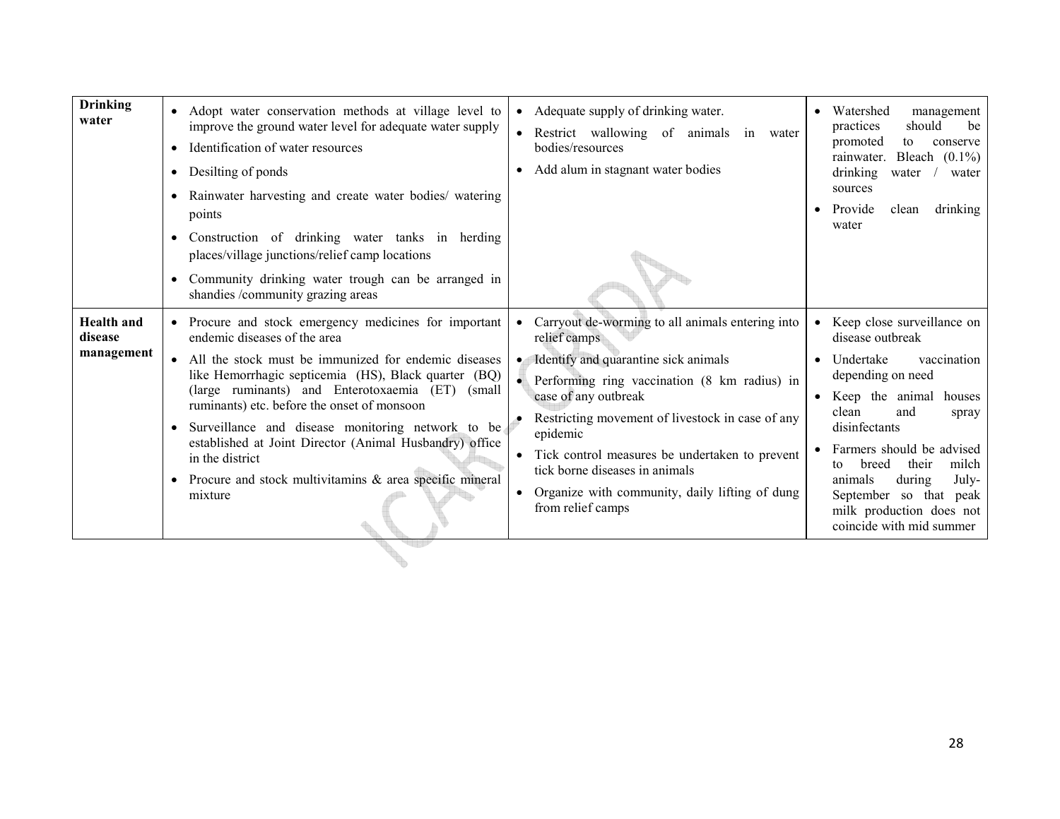| | | | |
|---|---|---|---|
| **Drinking water** | • Adopt water conservation methods at village level to improve the ground water level for adequate water supply<br>• Identification of water resources<br>• Desilting of ponds<br>• Rainwater harvesting and create water bodies/ watering points<br>• Construction of drinking water tanks in herding places/village junctions/relief camp locations<br>• Community drinking water trough can be arranged in shandies /community grazing areas | • Adequate supply of drinking water.<br>• Restrict wallowing of animals in water bodies/resources<br>• Add alum in stagnant water bodies | • Watershed management practices should be promoted to conserve rainwater. Bleach (0.1%) drinking water / water sources<br>• Provide clean drinking water |
| **Health and disease management** | • Procure and stock emergency medicines for important endemic diseases of the area<br>• All the stock must be immunized for endemic diseases like Hemorrhagic septicemia (HS), Black quarter (BQ) (large ruminants) and Enterotoxaemia (ET) (small ruminants) etc. before the onset of monsoon<br>• Surveillance and disease monitoring network to be established at Joint Director (Animal Husbandry) office in the district<br>• Procure and stock multivitamins & area specific mineral mixture | • Carryout de-worming to all animals entering into relief camps<br>• Identify and quarantine sick animals<br>• Performing ring vaccination (8 km radius) in case of any outbreak<br>• Restricting movement of livestock in case of any epidemic<br>• Tick control measures be undertaken to prevent tick borne diseases in animals<br>• Organize with community, daily lifting of dung from relief camps | • Keep close surveillance on disease outbreak<br>• Undertake vaccination depending on need<br>• Keep the animal houses clean and spray disinfectants<br>• Farmers should be advised to breed their milch animals during July-September so that peak milk production does not coincide with mid summer |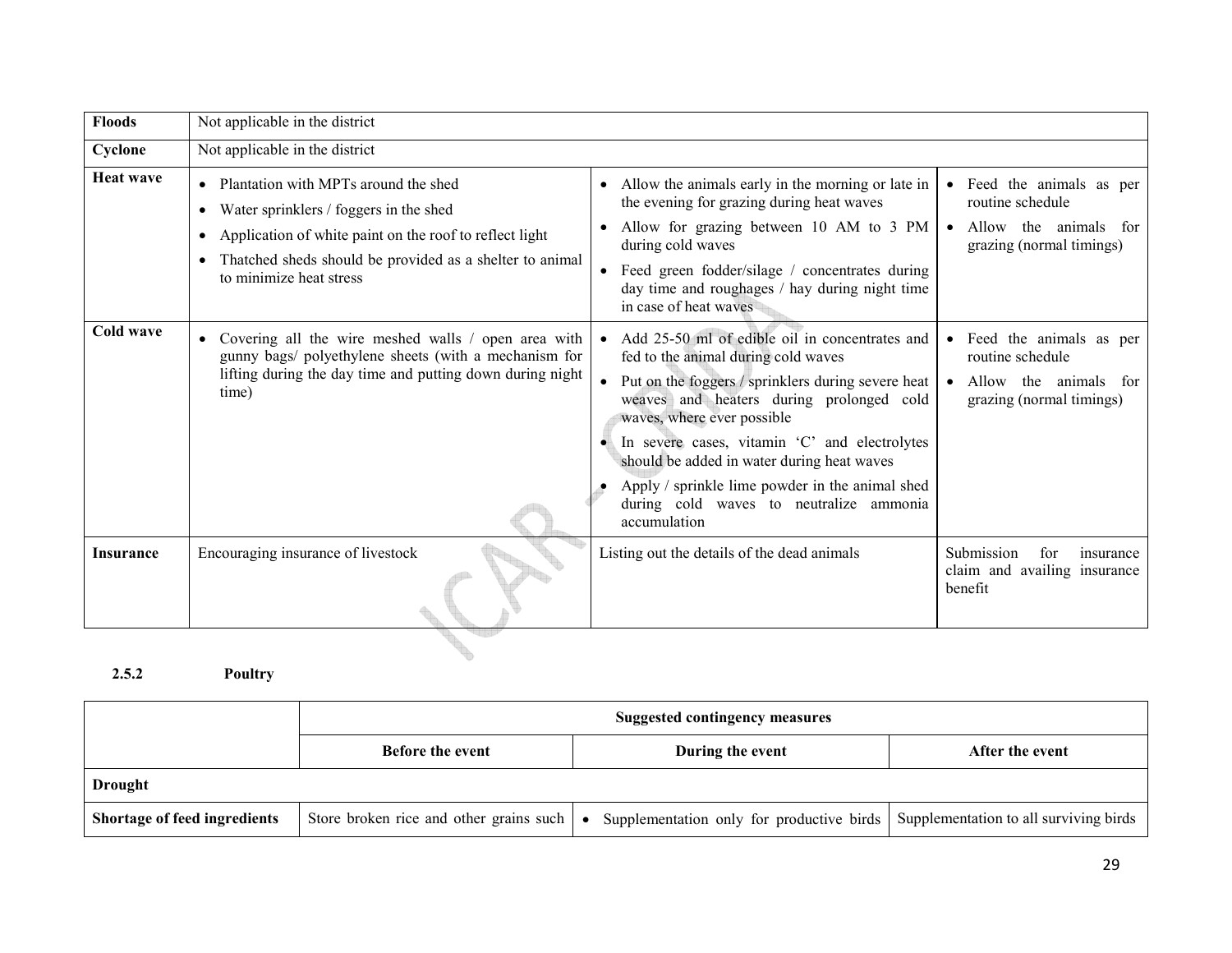| Floods | Not applicable in the district | | |
|---|---|---|---|
| Cyclone | Not applicable in the district | | |
| Heat wave | • Plantation with MPTs around the shed<br>• Water sprinklers / foggers in the shed<br>• Application of white paint on the roof to reflect light<br>• Thatched sheds should be provided as a shelter to animal to minimize heat stress | • Allow the animals early in the morning or late in the evening for grazing during heat waves<br>• Allow for grazing between 10 AM to 3 PM during cold waves<br>• Feed green fodder/silage / concentrates during day time and roughages / hay during night time in case of heat waves | • Feed the animals as per routine schedule<br>• Allow the animals for grazing (normal timings) |
| Cold wave | • Covering all the wire meshed walls / open area with gunny bags/ polyethylene sheets (with a mechanism for lifting during the day time and putting down during night time) | • Add 25-50 ml of edible oil in concentrates and fed to the animal during cold waves<br>• Put on the foggers / sprinklers during severe heat weaves and heaters during prolonged cold waves, where ever possible<br>• In severe cases, vitamin 'C' and electrolytes should be added in water during heat waves<br>• Apply / sprinkle lime powder in the animal shed during cold waves to neutralize ammonia accumulation | • Feed the animals as per routine schedule<br>• Allow the animals for grazing (normal timings) |
| Insurance | Encouraging insurance of livestock | Listing out the details of the dead animals | Submission for insurance claim and availing insurance benefit |

### 2.5.2 Poultry

| | Suggested contingency measures | | |
|---|---|---|---|
| | **Before the event** | **During the event** | **After the event** |
| **Drought** | | | |
| **Shortage of feed ingredients** | Store broken rice and other grains such | • Supplementation only for productive birds | Supplementation to all surviving birds |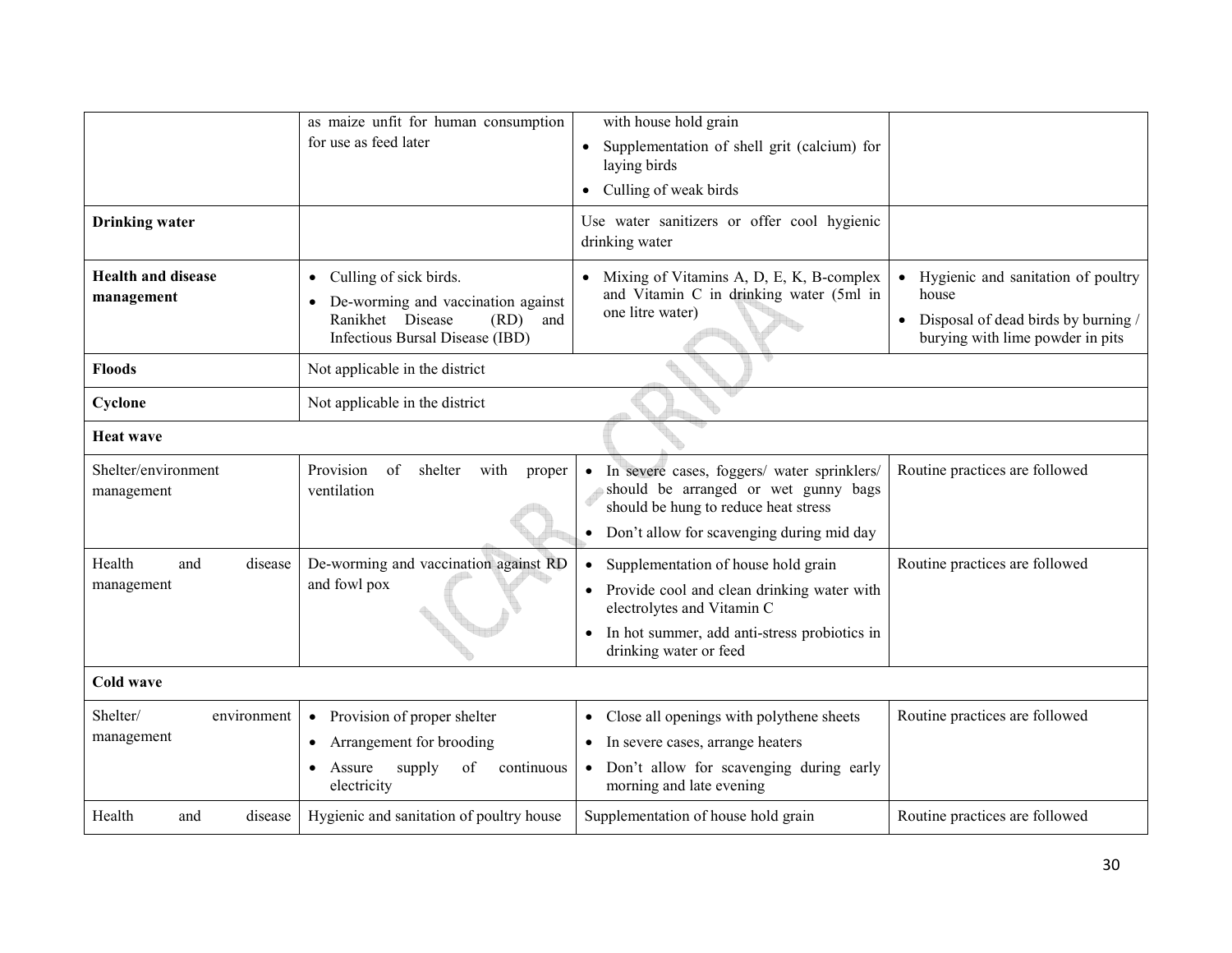| | | | |
|---|---|---|---|
| | as maize unfit for human consumption for use as feed later | with house hold grain<br>• Supplementation of shell grit (calcium) for laying birds<br>• Culling of weak birds | |
| **Drinking water** | | Use water sanitizers or offer cool hygienic drinking water | |
| **Health and disease management** | • Culling of sick birds.<br>• De-worming and vaccination against Ranikhet Disease (RD) and Infectious Bursal Disease (IBD) | • Mixing of Vitamins A, D, E, K, B-complex and Vitamin C in drinking water (5ml in one litre water) | • Hygienic and sanitation of poultry house<br>• Disposal of dead birds by burning / burying with lime powder in pits |
| **Floods** | Not applicable in the district | | |
| **Cyclone** | Not applicable in the district | | |
| **Heat wave** | | | |
| Shelter/environment management | Provision of shelter with proper ventilation | • In severe cases, foggers/ water sprinklers/ should be arranged or wet gunny bags should be hung to reduce heat stress<br>• Don't allow for scavenging during mid day | Routine practices are followed |
| Health and disease management | De-worming and vaccination against RD and fowl pox | • Supplementation of house hold grain<br>• Provide cool and clean drinking water with electrolytes and Vitamin C<br>• In hot summer, add anti-stress probiotics in drinking water or feed | Routine practices are followed |
| **Cold wave** | | | |
| Shelter/ environment management | • Provision of proper shelter<br>• Arrangement for brooding<br>• Assure supply of continuous electricity | • Close all openings with polythene sheets<br>• In severe cases, arrange heaters<br>• Don't allow for scavenging during early morning and late evening | Routine practices are followed |
| Health and disease | Hygienic and sanitation of poultry house | Supplementation of house hold grain | Routine practices are followed |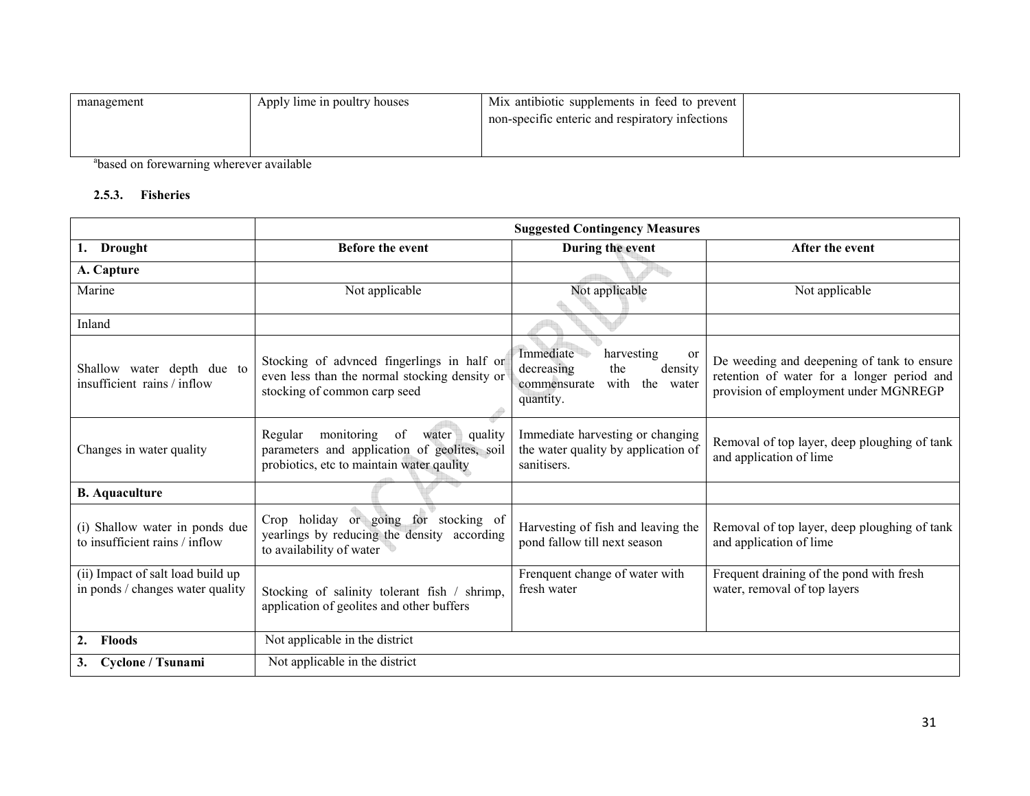| management | Apply lime in poultry houses | Mix antibiotic supplements in feed to prevent non-specific enteric and respiratory infections | |
|---|---|---|---|

[a]based on forewarning wherever available

### 2.5.3. Fisheries

| | Suggested Contingency Measures | | |
|---|---|---|---|
| **1. Drought** | **Before the event** | **During the event** | **After the event** |
| **A. Capture** | | | |
| Marine | Not applicable | Not applicable | Not applicable |
| Inland | | | |
| Shallow water depth due to insufficient rains / inflow | Stocking of advnced fingerlings in half or even less than the normal stocking density or stocking of common carp seed | Immediate harvesting or decreasing the density commensurate with the water quantity. | De weeding and deepening of tank to ensure retention of water for a longer period and provision of employment under MGNREGP |
| Changes in water quality | Regular monitoring of water quality parameters and application of geolites, soil probiotics, etc to maintain water qaulity | Immediate harvesting or changing the water quality by application of sanitisers. | Removal of top layer, deep ploughing of tank and application of lime |
| **B. Aquaculture** | | | |
| (i) Shallow water in ponds due to insufficient rains / inflow | Crop holiday or going for stocking of yearlings by reducing the density according to availability of water | Harvesting of fish and leaving the pond fallow till next season | Removal of top layer, deep ploughing of tank and application of lime |
| (ii) Impact of salt load build up in ponds / changes water quality | Stocking of salinity tolerant fish / shrimp, application of geolites and other buffers | Frenquent change of water with fresh water | Frequent draining of the pond with fresh water, removal of top layers |
| **2. Floods** | Not applicable in the district | | |
| **3. Cyclone / Tsunami** | Not applicable in the district | | |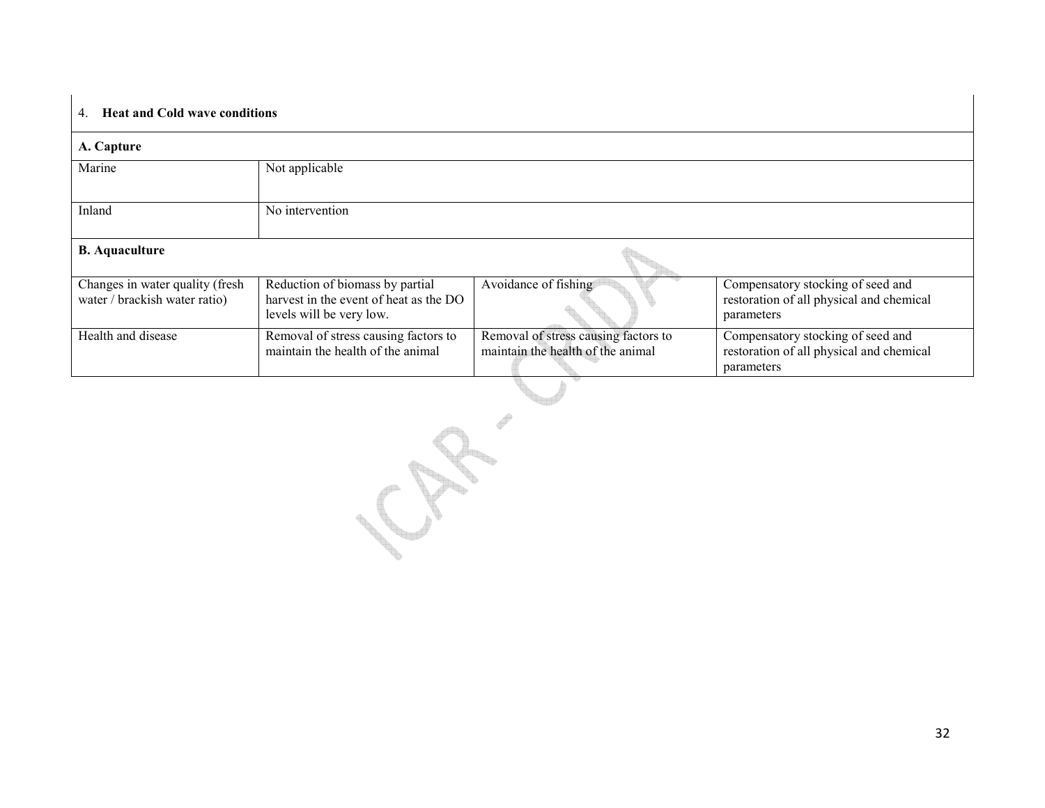| 4. **Heat and Cold wave conditions** | | | |
|---|---|---|---|
| **A. Capture** | | | |
| Marine | Not applicable | | |
| Inland | No intervention | | |
| **B. Aquaculture** | | | |
| Changes in water quality (fresh water / brackish water ratio) | Reduction of biomass by partial harvest in the event of heat as the DO levels will be very low. | Avoidance of fishing | Compensatory stocking of seed and restoration of all physical and chemical parameters |
| Health and disease | Removal of stress causing factors to maintain the health of the animal | Removal of stress causing factors to maintain the health of the animal | Compensatory stocking of seed and restoration of all physical and chemical parameters |